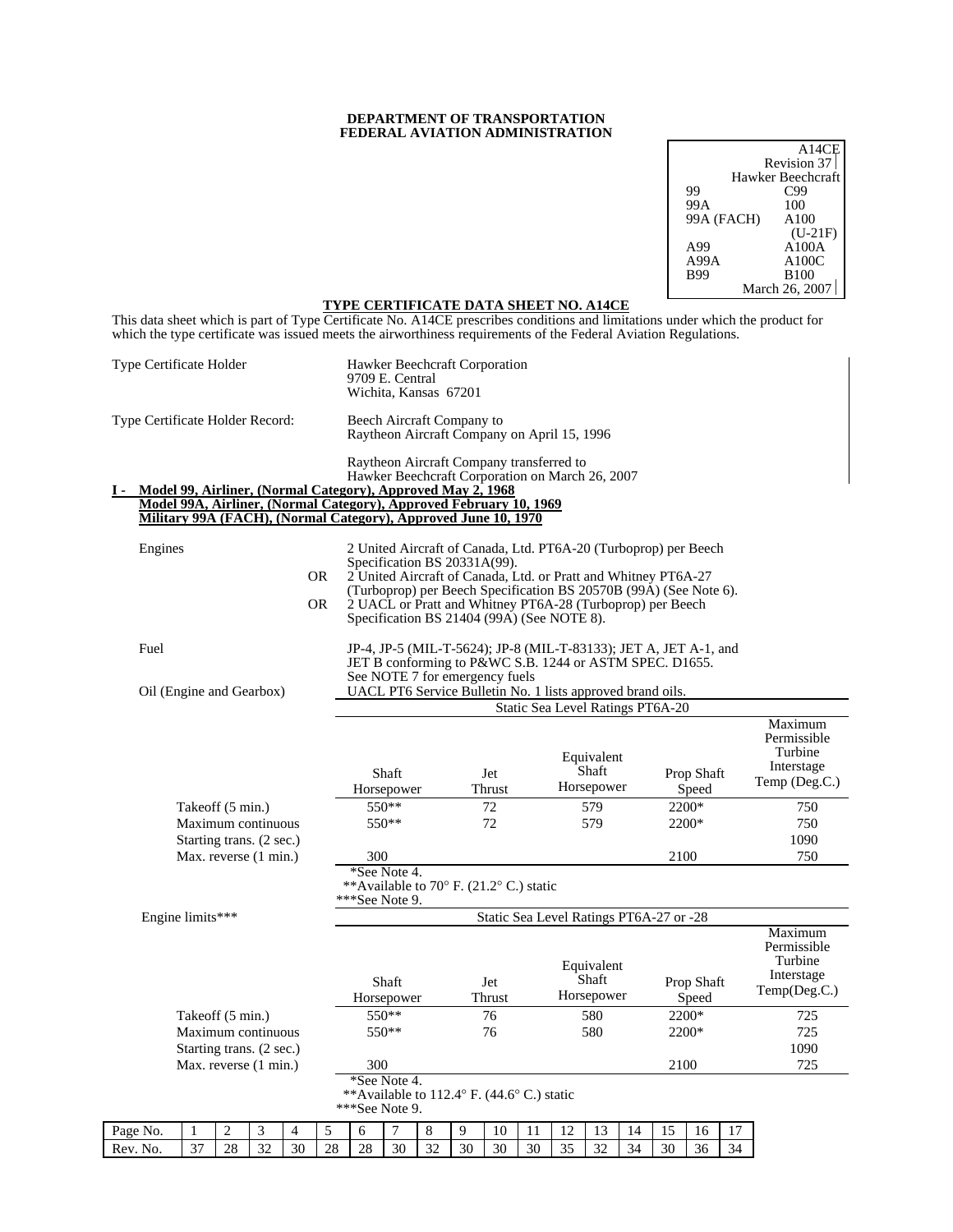**DEPARTMENT OF TRANSPORTATION**
**FEDERAL AVIATION ADMINISTRATION**

| | A14CE |
|---|---|
| | Revision 37 |
| | Hawker Beechcraft |
| 99 | C99 |
| 99A | 100 |
| 99A (FACH) | A100 (U-21F) |
| A99 | A100A |
| A99A | A100C |
| B99 | B100 |
| | March 26, 2007 |

## TYPE CERTIFICATE DATA SHEET NO. A14CE

This data sheet which is part of Type Certificate No. A14CE prescribes conditions and limitations under which the product for which the type certificate was issued meets the airworthiness requirements of the Federal Aviation Regulations.

Type Certificate Holder: Hawker Beechcraft Corporation
9709 E. Central
Wichita, Kansas 67201

Type Certificate Holder Record: Beech Aircraft Company to Raytheon Aircraft Company on April 15, 1996

Raytheon Aircraft Company transferred to Hawker Beechcraft Corporation on March 26, 2007

### I - Model 99, Airliner, (Normal Category), Approved May 2, 1968
### Model 99A, Airliner, (Normal Category), Approved February 10, 1969
### Military 99A (FACH), (Normal Category), Approved June 10, 1970

Engines: 2 United Aircraft of Canada, Ltd. PT6A-20 (Turboprop) per Beech Specification BS 20331A(99).
OR 2 United Aircraft of Canada, Ltd. or Pratt and Whitney PT6A-27 (Turboprop) per Beech Specification BS 20570B (99A) (See Note 6).
OR 2 UACL or Pratt and Whitney PT6A-28 (Turboprop) per Beech Specification BS 21404 (99A) (See NOTE 8).

Fuel: JP-4, JP-5 (MIL-T-5624); JP-8 (MIL-T-83133); JET A, JET A-1, and JET B conforming to P&WC S.B. 1244 or ASTM SPEC. D1655. See NOTE 7 for emergency fuels

Oil (Engine and Gearbox): UACL PT6 Service Bulletin No. 1 lists approved brand oils.

Static Sea Level Ratings PT6A-20

| | Shaft Horsepower | Jet Thrust | Equivalent Shaft Horsepower | Prop Shaft Speed | Maximum Permissible Turbine Interstage Temp (Deg.C.) |
|---|---|---|---|---|---|
| Takeoff (5 min.) | 550** | 72 | 579 | 2200* | 750 |
| Maximum continuous | 550** | 72 | 579 | 2200* | 750 |
| Starting trans. (2 sec.) | | | | | 1090 |
| Max. reverse (1 min.) | 300 | | | 2100 | 750 |

*See Note 4.
**Available to 70° F. (21.2° C.) static
***See Note 9.

Engine limits***

Static Sea Level Ratings PT6A-27 or -28

| | Shaft Horsepower | Jet Thrust | Equivalent Shaft Horsepower | Prop Shaft Speed | Maximum Permissible Turbine Interstage Temp(Deg.C.) |
|---|---|---|---|---|---|
| Takeoff (5 min.) | 550** | 76 | 580 | 2200* | 725 |
| Maximum continuous | 550** | 76 | 580 | 2200* | 725 |
| Starting trans. (2 sec.) | | | | | 1090 |
| Max. reverse (1 min.) | 300 | | | 2100 | 725 |

*See Note 4.
**Available to 112.4° F. (44.6° C.) static
***See Note 9.

| Page No. | 1 | 2 | 3 | 4 | 5 | 6 | 7 | 8 | 9 | 10 | 11 | 12 | 13 | 14 | 15 | 16 | 17 |
|---|---|---|---|---|---|---|---|---|---|---|---|---|---|---|---|---|---|
| Rev. No. | 37 | 28 | 32 | 30 | 28 | 28 | 30 | 32 | 30 | 30 | 30 | 35 | 32 | 34 | 30 | 36 | 34 |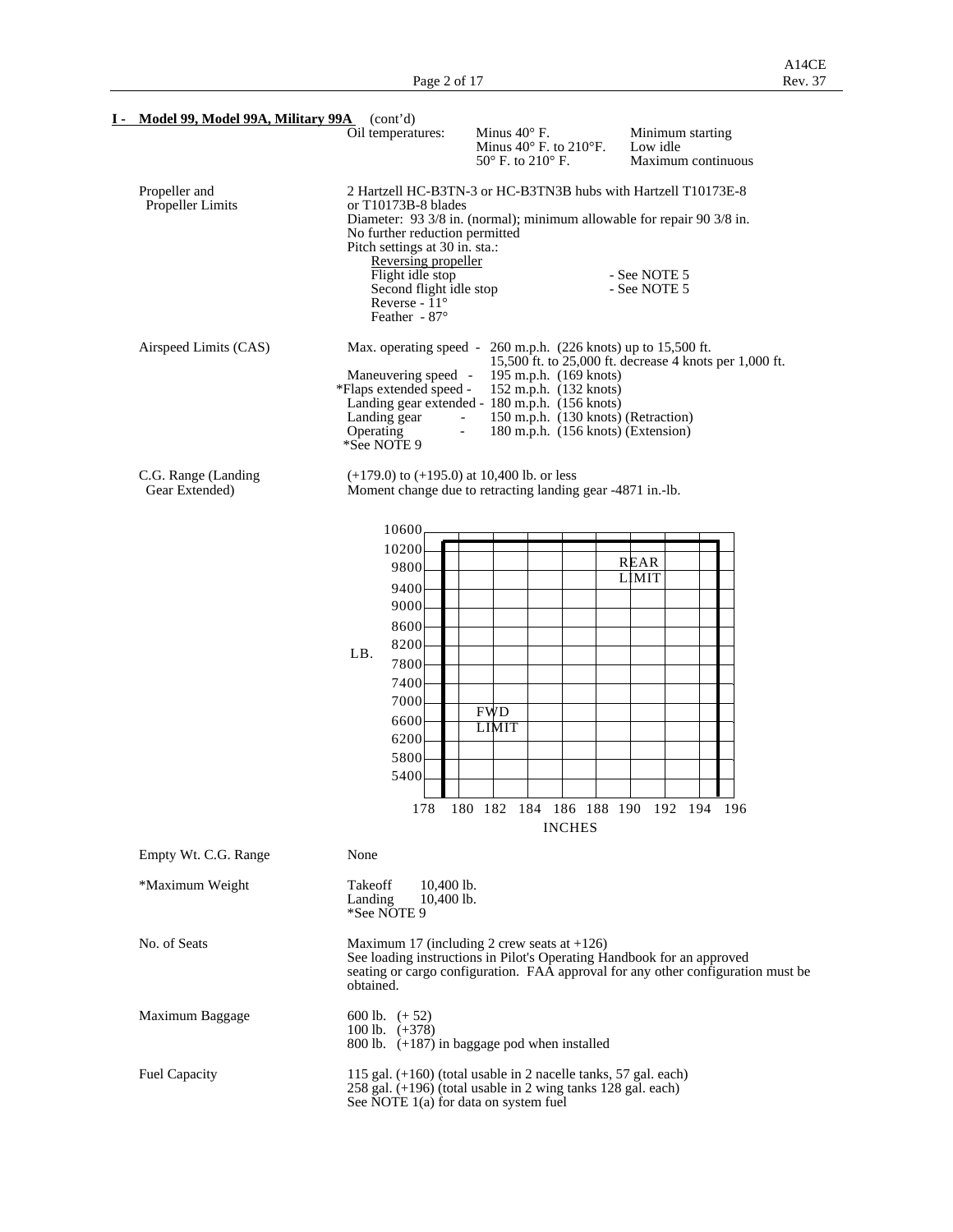**I - Model 99, Model 99A, Military 99A** (cont'd)

| | | | |
|---|---|---|---|
| | Oil temperatures: | Minus 40° F. | Minimum starting |
| | | Minus 40° F. to 210°F. | Low idle |
| | | 50° F. to 210° F. | Maximum continuous |

**Propeller and Propeller Limits**

2 Hartzell HC-B3TN-3 or HC-B3TN3B hubs with Hartzell T10173E-8 or T10173B-8 blades
Diameter: 93 3/8 in. (normal); minimum allowable for repair 90 3/8 in.
No further reduction permitted
Pitch settings at 30 in. sta.:

Reversing propeller
Flight idle stop - See NOTE 5
Second flight idle stop - See NOTE 5
Reverse - 11°
Feather - 87°

**Airspeed Limits (CAS)**

Max. operating speed - 260 m.p.h. (226 knots) up to 15,500 ft.
15,500 ft. to 25,000 ft. decrease 4 knots per 1,000 ft.
Maneuvering speed - 195 m.p.h. (169 knots)
*Flaps extended speed - 152 m.p.h. (132 knots)
Landing gear extended - 180 m.p.h. (156 knots)
Landing gear Operating - 150 m.p.h. (130 knots) (Retraction)
- 180 m.p.h. (156 knots) (Extension)
*See NOTE 9

**C.G. Range (Landing Gear Extended)**

(+179.0) to (+195.0) at 10,400 lb. or less
Moment change due to retracting landing gear -4871 in.-lb.

[Chart: LB. (5400–10600) vs INCHES (178–196); FWD LIMIT at 179.0, REAR LIMIT at 195.0, up to 10,400 lb.]

**Empty Wt. C.G. Range**

None

***Maximum Weight**

Takeoff 10,400 lb.
Landing 10,400 lb.
*See NOTE 9

**No. of Seats**

Maximum 17 (including 2 crew seats at +126)
See loading instructions in Pilot's Operating Handbook for an approved seating or cargo configuration. FAA approval for any other configuration must be obtained.

**Maximum Baggage**

600 lb. (+ 52)
100 lb. (+378)
800 lb. (+187) in baggage pod when installed

**Fuel Capacity**

115 gal. (+160) (total usable in 2 nacelle tanks, 57 gal. each)
258 gal. (+196) (total usable in 2 wing tanks 128 gal. each)
See NOTE 1(a) for data on system fuel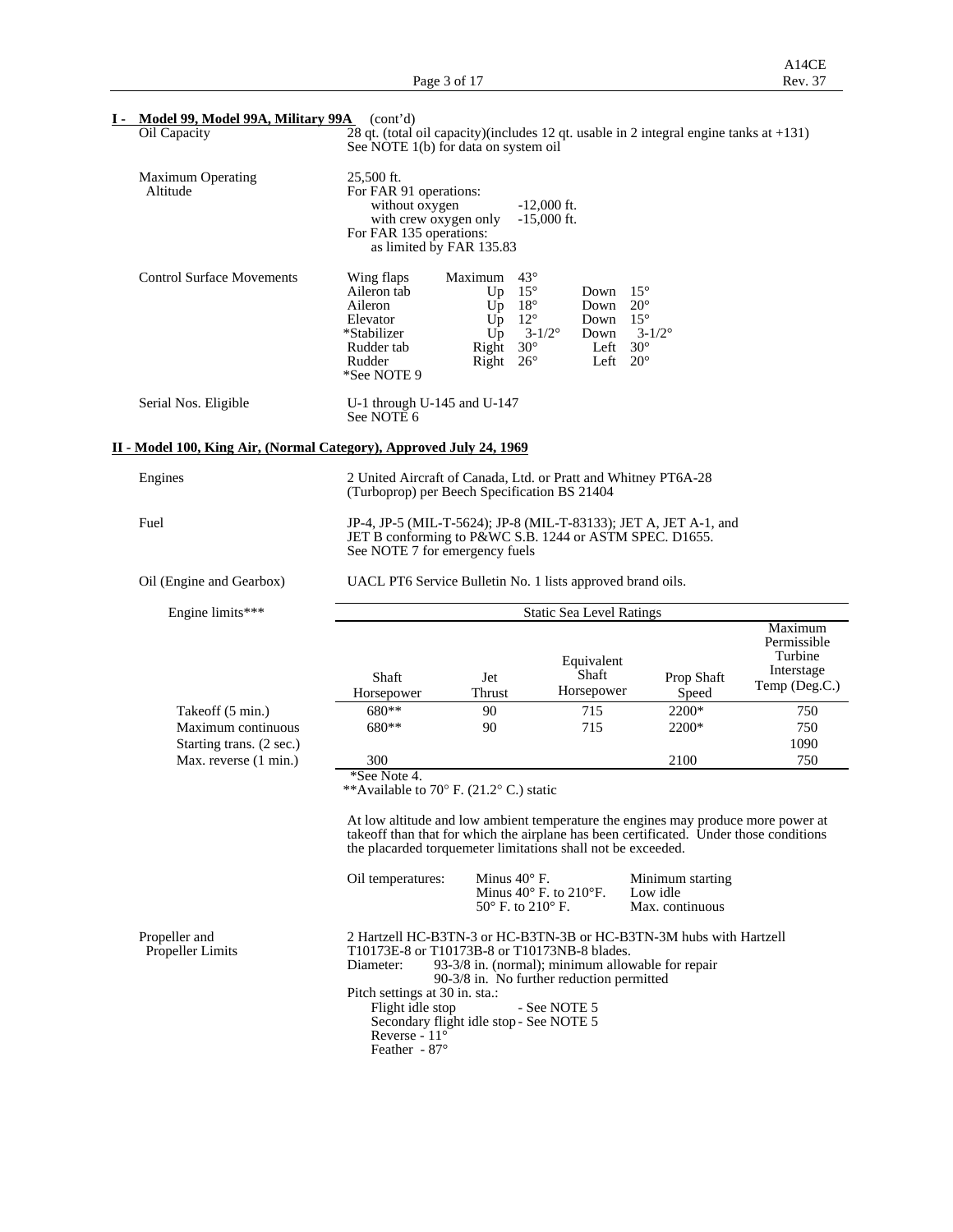## I - Model 99, Model 99A, Military 99A (cont'd)

| | |
|---|---|
| Oil Capacity | 28 qt. (total oil capacity)(includes 12 qt. usable in 2 integral engine tanks at +131)<br>See NOTE 1(b) for data on system oil |
| Maximum Operating Altitude | 25,500 ft.<br>For FAR 91 operations:<br>without oxygen -12,000 ft.<br>with crew oxygen only -15,000 ft.<br>For FAR 135 operations:<br>as limited by FAR 135.83 |

Control Surface Movements

| | | | | |
|---|---|---|---|---|
| Wing flaps | Maximum | 43° | | |
| Aileron tab | Up | 15° | Down | 15° |
| Aileron | Up | 18° | Down | 20° |
| Elevator | Up | 12° | Down | 15° |
| *Stabilizer | Up | 3-1/2° | Down | 3-1/2° |
| Rudder tab | Right | 30° | Left | 30° |
| Rudder | Right | 26° | Left | 20° |

*See NOTE 9

Serial Nos. Eligible: U-1 through U-145 and U-147
See NOTE 6

## II - Model 100, King Air, (Normal Category), Approved July 24, 1969

| | |
|---|---|
| Engines | 2 United Aircraft of Canada, Ltd. or Pratt and Whitney PT6A-28 (Turboprop) per Beech Specification BS 21404 |
| Fuel | JP-4, JP-5 (MIL-T-5624); JP-8 (MIL-T-83133); JET A, JET A-1, and JET B conforming to P&WC S.B. 1244 or ASTM SPEC. D1655.<br>See NOTE 7 for emergency fuels |
| Oil (Engine and Gearbox) | UACL PT6 Service Bulletin No. 1 lists approved brand oils. |

Engine limits***

| | Static Sea Level Ratings | | | | |
|---|---|---|---|---|---|
| | Shaft Horsepower | Jet Thrust | Equivalent Shaft Horsepower | Prop Shaft Speed | Maximum Permissible Turbine Interstage Temp (Deg.C.) |
| Takeoff (5 min.) | 680** | 90 | 715 | 2200* | 750 |
| Maximum continuous | 680** | 90 | 715 | 2200* | 750 |
| Starting trans. (2 sec.) | | | | | 1090 |
| Max. reverse (1 min.) | 300 | | | 2100 | 750 |

*See Note 4.
**Available to 70° F. (21.2° C.) static

At low altitude and low ambient temperature the engines may produce more power at takeoff than that for which the airplane has been certificated. Under those conditions the placarded torquemeter limitations shall not be exceeded.

| Oil temperatures: | | |
|---|---|---|
| | Minus 40° F. | Minimum starting |
| | Minus 40° F. to 210°F. | Low idle |
| | 50° F. to 210° F. | Max. continuous |

Propeller and Propeller Limits

2 Hartzell HC-B3TN-3 or HC-B3TN-3B or HC-B3TN-3M hubs with Hartzell T10173E-8 or T10173B-8 or T10173NB-8 blades.
Diameter: 93-3/8 in. (normal); minimum allowable for repair 90-3/8 in. No further reduction permitted
Pitch settings at 30 in. sta.:
Flight idle stop - See NOTE 5
Secondary flight idle stop - See NOTE 5
Reverse - 11°
Feather - 87°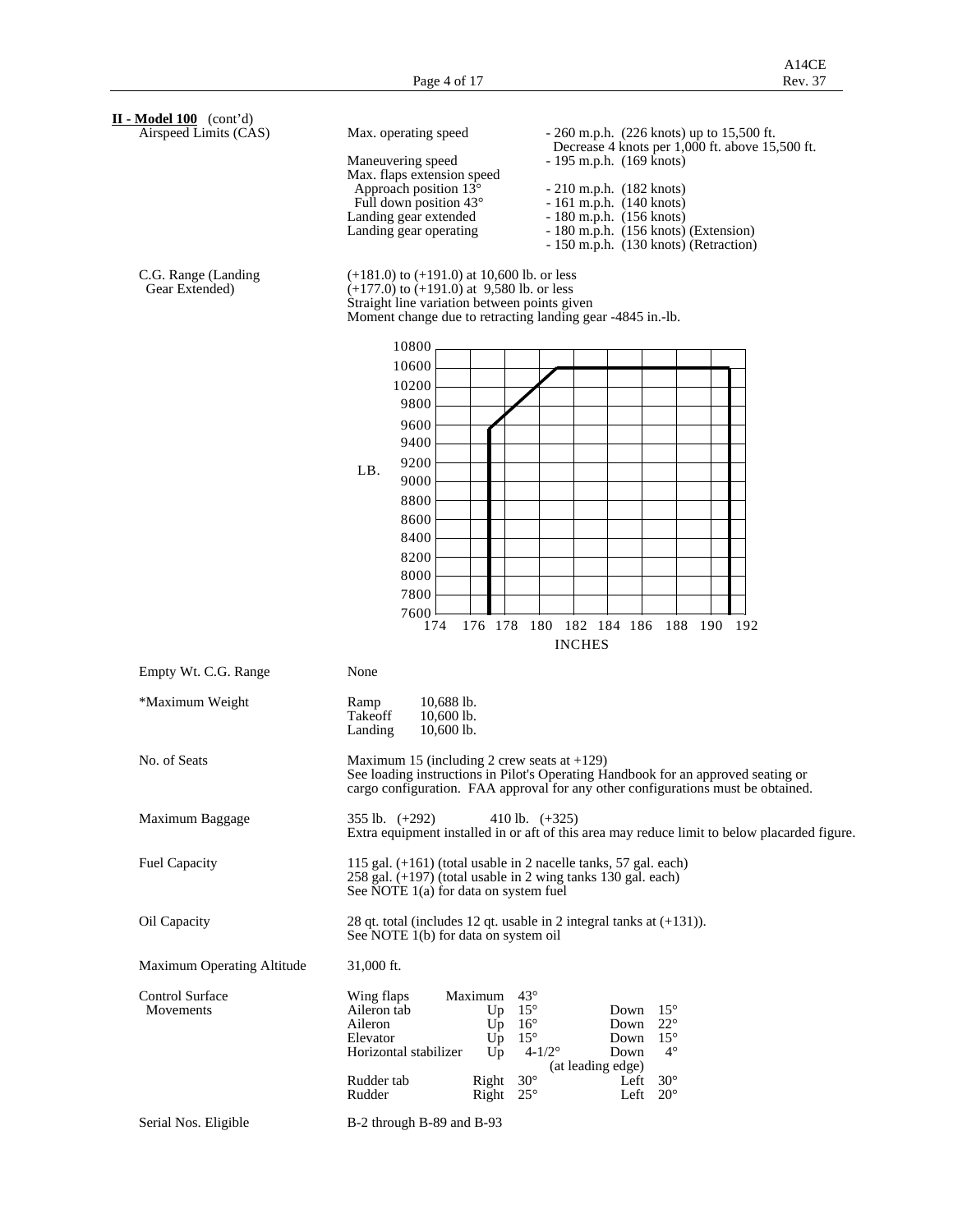**II - Model 100** (cont'd)

| | | |
|---|---|---|
| Airspeed Limits (CAS) | Max. operating speed | - 260 m.p.h. (226 knots) up to 15,500 ft. Decrease 4 knots per 1,000 ft. above 15,500 ft. |
| | Maneuvering speed | - 195 m.p.h. (169 knots) |
| | Max. flaps extension speed | |
| | Approach position 13° | - 210 m.p.h. (182 knots) |
| | Full down position 43° | - 161 m.p.h. (140 knots) |
| | Landing gear extended | - 180 m.p.h. (156 knots) |
| | Landing gear operating | - 180 m.p.h. (156 knots) (Extension) |
| | | - 150 m.p.h. (130 knots) (Retraction) |

C.G. Range (Landing Gear Extended)

(+181.0) to (+191.0) at 10,600 lb. or less
(+177.0) to (+191.0) at 9,580 lb. or less
Straight line variation between points given
Moment change due to retracting landing gear -4845 in.-lb.

[Chart: C.G. envelope — LB. (7600 to 10800) vs. INCHES (174 to 192)]

Empty Wt. C.G. Range: None

*Maximum Weight

| | |
|---|---|
| Ramp | 10,688 lb. |
| Takeoff | 10,600 lb. |
| Landing | 10,600 lb. |

No. of Seats: Maximum 15 (including 2 crew seats at +129)
See loading instructions in Pilot's Operating Handbook for an approved seating or cargo configuration. FAA approval for any other configurations must be obtained.

Maximum Baggage: 355 lb. (+292) 410 lb. (+325)
Extra equipment installed in or aft of this area may reduce limit to below placarded figure.

Fuel Capacity: 115 gal. (+161) (total usable in 2 nacelle tanks, 57 gal. each)
258 gal. (+197) (total usable in 2 wing tanks 130 gal. each)
See NOTE 1(a) for data on system fuel

Oil Capacity: 28 qt. total (includes 12 qt. usable in 2 integral tanks at (+131)).
See NOTE 1(b) for data on system oil

Maximum Operating Altitude: 31,000 ft.

Control Surface Movements

| | | | | |
|---|---|---|---|---|
| Wing flaps | Maximum | 43° | | |
| Aileron tab | Up | 15° | Down | 15° |
| Aileron | Up | 16° | Down | 22° |
| Elevator | Up | 15° | Down | 15° |
| Horizontal stabilizer | Up | 4-1/2° | Down | 4° |
| | | (at leading edge) | | |
| Rudder tab | Right | 30° | Left | 30° |
| Rudder | Right | 25° | Left | 20° |

Serial Nos. Eligible: B-2 through B-89 and B-93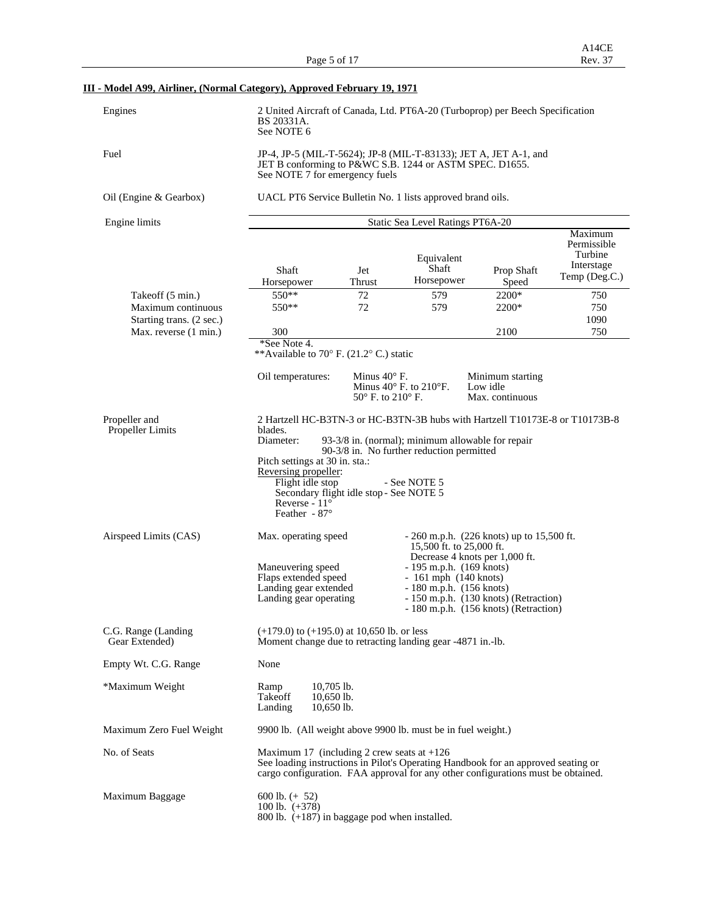## III - Model A99, Airliner, (Normal Category), Approved February 19, 1971

Engines

2 United Aircraft of Canada, Ltd. PT6A-20 (Turboprop) per Beech Specification BS 20331A.
See NOTE 6

Fuel

JP-4, JP-5 (MIL-T-5624); JP-8 (MIL-T-83133); JET A, JET A-1, and JET B conforming to P&WC S.B. 1244 or ASTM SPEC. D1655.
See NOTE 7 for emergency fuels

Oil (Engine & Gearbox)

UACL PT6 Service Bulletin No. 1 lists approved brand oils.

Engine limits

| Static Sea Level Ratings PT6A-20 | | | | | |
|---|---|---|---|---|---|
| | Shaft Horsepower | Jet Thrust | Equivalent Shaft Horsepower | Prop Shaft Speed | Maximum Permissible Turbine Interstage Temp (Deg.C.) |
| Takeoff (5 min.) | 550** | 72 | 579 | 2200* | 750 |
| Maximum continuous | 550** | 72 | 579 | 2200* | 750 |
| Starting trans. (2 sec.) | | | | | 1090 |
| Max. reverse (1 min.) | 300 | | | 2100 | 750 |

*See Note 4.
**Available to 70° F. (21.2° C.) static

| Oil temperatures: | Minus 40° F. | Minimum starting |
|---|---|---|
| | Minus 40° F. to 210°F. | Low idle |
| | 50° F. to 210° F. | Max. continuous |

Propeller and Propeller Limits

2 Hartzell HC-B3TN-3 or HC-B3TN-3B hubs with Hartzell T10173E-8 or T10173B-8 blades.
Diameter: 93-3/8 in. (normal); minimum allowable for repair 90-3/8 in. No further reduction permitted
Pitch settings at 30 in. sta.:
Reversing propeller:
Flight idle stop - See NOTE 5
Secondary flight idle stop - See NOTE 5
Reverse - 11°
Feather - 87°

Airspeed Limits (CAS)

| | |
|---|---|
| Max. operating speed | - 260 m.p.h. (226 knots) up to 15,500 ft. 15,500 ft. to 25,000 ft. Decrease 4 knots per 1,000 ft. |
| Maneuvering speed | - 195 m.p.h. (169 knots) |
| Flaps extended speed | - 161 mph (140 knots) |
| Landing gear extended | - 180 m.p.h. (156 knots) |
| Landing gear operating | - 150 m.p.h. (130 knots) (Retraction) |
| | - 180 m.p.h. (156 knots) (Retraction) |

C.G. Range (Landing Gear Extended)

(+179.0) to (+195.0) at 10,650 lb. or less
Moment change due to retracting landing gear -4871 in.-lb.

Empty Wt. C.G. Range

None

*Maximum Weight

| | |
|---|---|
| Ramp | 10,705 lb. |
| Takeoff | 10,650 lb. |
| Landing | 10,650 lb. |

Maximum Zero Fuel Weight

9900 lb. (All weight above 9900 lb. must be in fuel weight.)

No. of Seats

Maximum 17 (including 2 crew seats at +126
See loading instructions in Pilot's Operating Handbook for an approved seating or cargo configuration. FAA approval for any other configurations must be obtained.

Maximum Baggage

600 lb. (+ 52)
100 lb. (+378)
800 lb. (+187) in baggage pod when installed.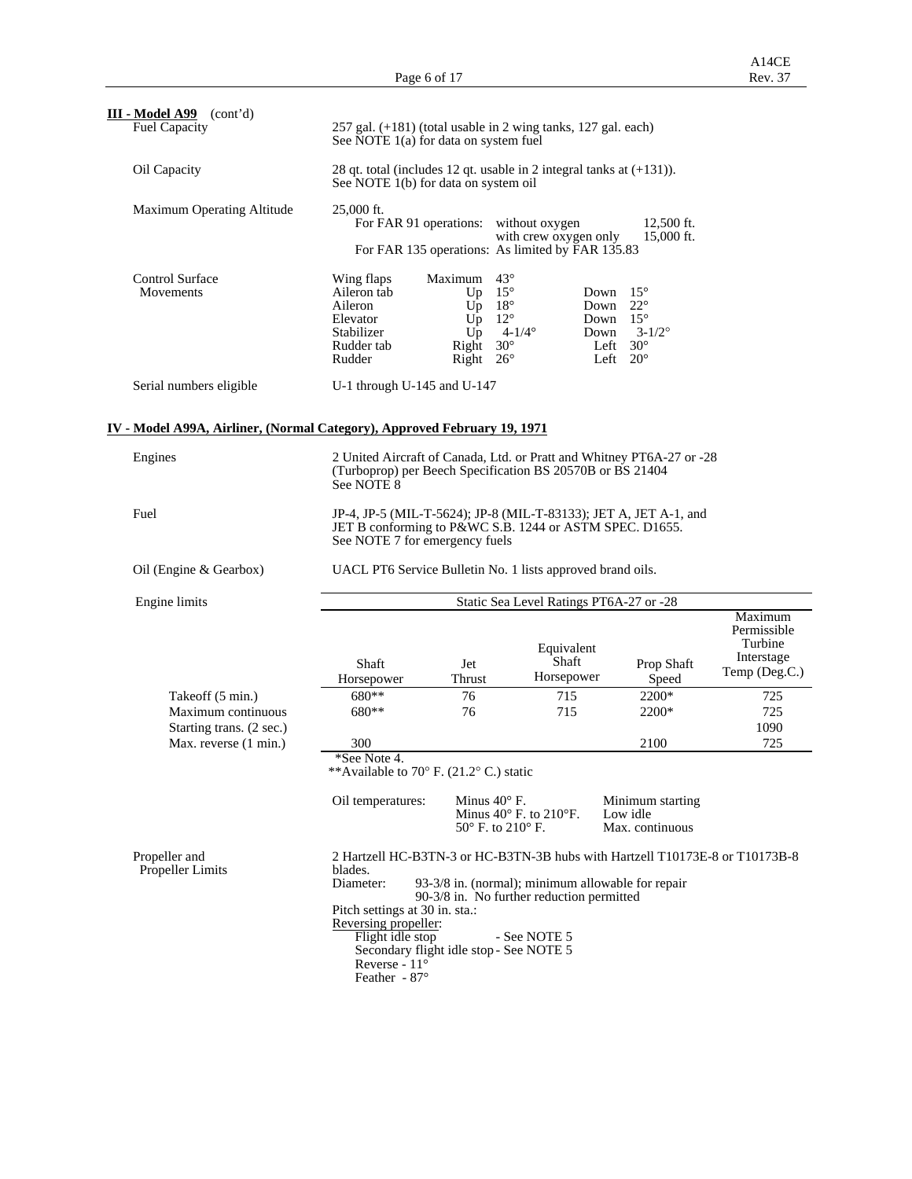**III - Model A99** (cont'd)

Fuel Capacity

257 gal. (+181) (total usable in 2 wing tanks, 127 gal. each)
See NOTE 1(a) for data on system fuel

Oil Capacity

28 qt. total (includes 12 qt. usable in 2 integral tanks at (+131)).
See NOTE 1(b) for data on system oil

Maximum Operating Altitude

25,000 ft.

For FAR 91 operations: without oxygen 12,500 ft.
with crew oxygen only 15,000 ft.

For FAR 135 operations: As limited by FAR 135.83

Control Surface Movements

| Surface | | | | |
|---|---|---|---|---|
| Wing flaps | Maximum | 43° | | |
| Aileron tab | Up | 15° | Down | 15° |
| Aileron | Up | 18° | Down | 22° |
| Elevator | Up | 12° | Down | 15° |
| Stabilizer | Up | 4-1/4° | Down | 3-1/2° |
| Rudder tab | Right | 30° | Left | 30° |
| Rudder | Right | 26° | Left | 20° |

Serial numbers eligible

U-1 through U-145 and U-147

## IV - Model A99A, Airliner, (Normal Category), Approved February 19, 1971

Engines

2 United Aircraft of Canada, Ltd. or Pratt and Whitney PT6A-27 or -28 (Turboprop) per Beech Specification BS 20570B or BS 21404
See NOTE 8

Fuel

JP-4, JP-5 (MIL-T-5624); JP-8 (MIL-T-83133); JET A, JET A-1, and JET B conforming to P&WC S.B. 1244 or ASTM SPEC. D1655.
See NOTE 7 for emergency fuels

Oil (Engine & Gearbox)

UACL PT6 Service Bulletin No. 1 lists approved brand oils.

Engine limits

| | Static Sea Level Ratings PT6A-27 or -28 | | | | |
|---|---|---|---|---|---|
| | Shaft Horsepower | Jet Thrust | Equivalent Shaft Horsepower | Prop Shaft Speed | Maximum Permissible Turbine Interstage Temp (Deg.C.) |
| Takeoff (5 min.) | 680** | 76 | 715 | 2200* | 725 |
| Maximum continuous | 680** | 76 | 715 | 2200* | 725 |
| Starting trans. (2 sec.) | | | | | 1090 |
| Max. reverse (1 min.) | 300 | | | 2100 | 725 |

*See Note 4.
**Available to 70° F. (21.2° C.) static

Oil temperatures:

| | |
|---|---|
| Minus 40° F. | Minimum starting |
| Minus 40° F. to 210°F. | Low idle |
| 50° F. to 210° F. | Max. continuous |

Propeller and Propeller Limits

2 Hartzell HC-B3TN-3 or HC-B3TN-3B hubs with Hartzell T10173E-8 or T10173B-8 blades.

Diameter: 93-3/8 in. (normal); minimum allowable for repair 90-3/8 in. No further reduction permitted

Pitch settings at 30 in. sta.:

Reversing propeller:

Flight idle stop - See NOTE 5
Secondary flight idle stop - See NOTE 5
Reverse - 11°
Feather - 87°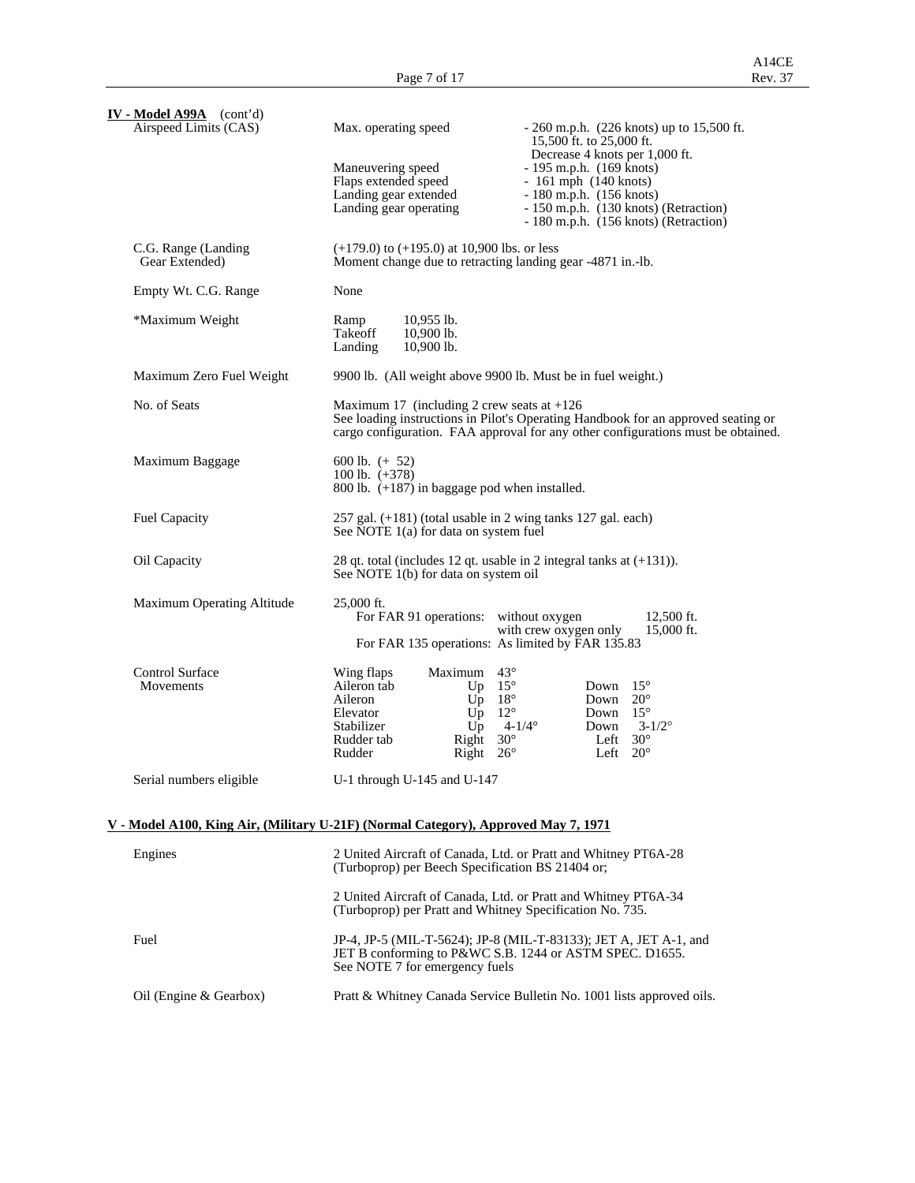**IV - Model A99A** (cont'd)

| | | |
|---|---|---|
| Airspeed Limits (CAS) | Max. operating speed | - 260 m.p.h. (226 knots) up to 15,500 ft.<br>15,500 ft. to 25,000 ft.<br>Decrease 4 knots per 1,000 ft. |
| | Maneuvering speed | - 195 m.p.h. (169 knots) |
| | Flaps extended speed | - 161 mph (140 knots) |
| | Landing gear extended | - 180 m.p.h. (156 knots) |
| | Landing gear operating | - 150 m.p.h. (130 knots) (Retraction)<br>- 180 m.p.h. (156 knots) (Retraction) |

C.G. Range (Landing Gear Extended): (+179.0) to (+195.0) at 10,900 lbs. or less
Moment change due to retracting landing gear -4871 in.-lb.

Empty Wt. C.G. Range: None

*Maximum Weight:

| | |
|---|---|
| Ramp | 10,955 lb. |
| Takeoff | 10,900 lb. |
| Landing | 10,900 lb. |

Maximum Zero Fuel Weight: 9900 lb. (All weight above 9900 lb. Must be in fuel weight.)

No. of Seats: Maximum 17 (including 2 crew seats at +126
See loading instructions in Pilot's Operating Handbook for an approved seating or cargo configuration. FAA approval for any other configurations must be obtained.

Maximum Baggage:
600 lb. (+ 52)
100 lb. (+378)
800 lb. (+187) in baggage pod when installed.

Fuel Capacity: 257 gal. (+181) (total usable in 2 wing tanks 127 gal. each)
See NOTE 1(a) for data on system fuel

Oil Capacity: 28 qt. total (includes 12 qt. usable in 2 integral tanks at (+131)).
See NOTE 1(b) for data on system oil

Maximum Operating Altitude: 25,000 ft.

| | | |
|---|---|---|
| For FAR 91 operations: | without oxygen | 12,500 ft. |
| | with crew oxygen only | 15,000 ft. |
| For FAR 135 operations: | As limited by FAR 135.83 | |

Control Surface Movements:

| Surface | | | | |
|---|---|---|---|---|
| Wing flaps | Maximum | 43° | | |
| Aileron tab | Up | 15° | Down | 15° |
| Aileron | Up | 18° | Down | 20° |
| Elevator | Up | 12° | Down | 15° |
| Stabilizer | Up | 4-1/4° | Down | 3-1/2° |
| Rudder tab | Right | 30° | Left | 30° |
| Rudder | Right | 26° | Left | 20° |

Serial numbers eligible: U-1 through U-145 and U-147

**V - Model A100, King Air, (Military U-21F) (Normal Category), Approved May 7, 1971**

Engines: 2 United Aircraft of Canada, Ltd. or Pratt and Whitney PT6A-28 (Turboprop) per Beech Specification BS 21404 or;

2 United Aircraft of Canada, Ltd. or Pratt and Whitney PT6A-34 (Turboprop) per Pratt and Whitney Specification No. 735.

Fuel: JP-4, JP-5 (MIL-T-5624); JP-8 (MIL-T-83133); JET A, JET A-1, and JET B conforming to P&WC S.B. 1244 or ASTM SPEC. D1655.
See NOTE 7 for emergency fuels

Oil (Engine & Gearbox): Pratt & Whitney Canada Service Bulletin No. 1001 lists approved oils.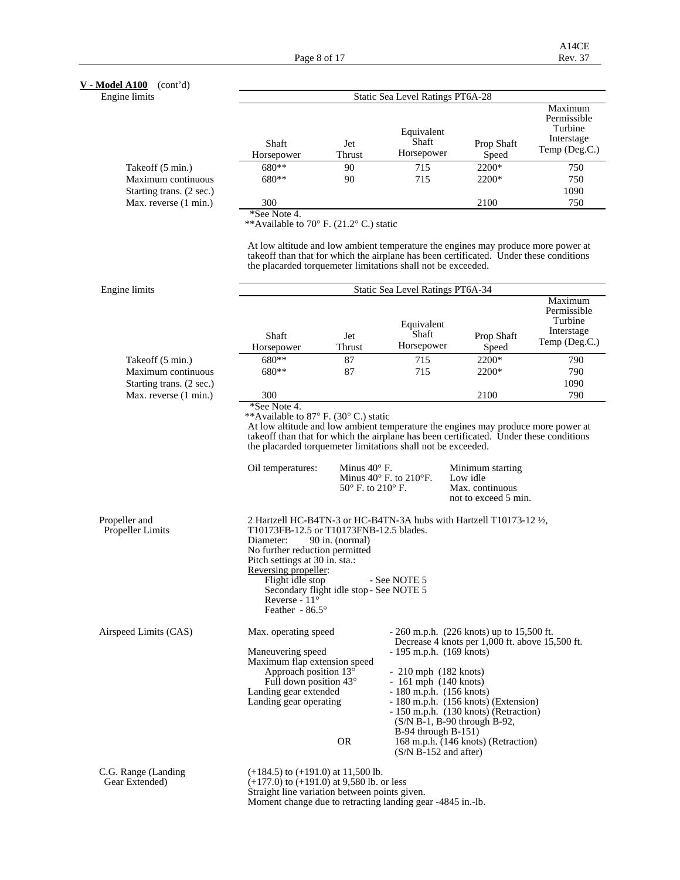**V - Model A100** (cont'd)

Engine limits

| Static Sea Level Ratings PT6A-28 | Shaft Horsepower | Jet Thrust | Equivalent Shaft Horsepower | Prop Shaft Speed | Maximum Permissible Turbine Interstage Temp (Deg.C.) |
|---|---|---|---|---|---|
| Takeoff (5 min.) | 680** | 90 | 715 | 2200* | 750 |
| Maximum continuous | 680** | 90 | 715 | 2200* | 750 |
| Starting trans. (2 sec.) | | | | | 1090 |
| Max. reverse (1 min.) | 300 | | | 2100 | 750 |

*See Note 4.
**Available to 70° F. (21.2° C.) static

At low altitude and low ambient temperature the engines may produce more power at takeoff than that for which the airplane has been certificated. Under these conditions the placarded torquemeter limitations shall not be exceeded.

Engine limits

| Static Sea Level Ratings PT6A-34 | Shaft Horsepower | Jet Thrust | Equivalent Shaft Horsepower | Prop Shaft Speed | Maximum Permissible Turbine Interstage Temp (Deg.C.) |
|---|---|---|---|---|---|
| Takeoff (5 min.) | 680** | 87 | 715 | 2200* | 790 |
| Maximum continuous | 680** | 87 | 715 | 2200* | 790 |
| Starting trans. (2 sec.) | | | | | 1090 |
| Max. reverse (1 min.) | 300 | | | 2100 | 790 |

*See Note 4.
**Available to 87° F. (30° C.) static
At low altitude and low ambient temperature the engines may produce more power at takeoff than that for which the airplane has been certificated. Under these conditions the placarded torquemeter limitations shall not be exceeded.

| Oil temperatures: | | |
|---|---|---|
| | Minus 40° F. | Minimum starting |
| | Minus 40° F. to 210°F. | Low idle |
| | 50° F. to 210° F. | Max. continuous not to exceed 5 min. |

Propeller and Propeller Limits

2 Hartzell HC-B4TN-3 or HC-B4TN-3A hubs with Hartzell T10173-12 ½, T10173FB-12.5 or T10173FNB-12.5 blades.
Diameter: 90 in. (normal)
No further reduction permitted
Pitch settings at 30 in. sta.:
Reversing propeller:
- Flight idle stop - See NOTE 5
- Secondary flight idle stop - See NOTE 5
- Reverse - 11°
- Feather - 86.5°

Airspeed Limits (CAS)

| | |
|---|---|
| Max. operating speed | - 260 m.p.h. (226 knots) up to 15,500 ft. Decrease 4 knots per 1,000 ft. above 15,500 ft. |
| Maneuvering speed | - 195 m.p.h. (169 knots) |
| Maximum flap extension speed | |
| Approach position 13° | - 210 mph (182 knots) |
| Full down position 43° | - 161 mph (140 knots) |
| Landing gear extended | - 180 m.p.h. (156 knots) |
| Landing gear operating | - 180 m.p.h. (156 knots) (Extension) |
| | - 150 m.p.h. (130 knots) (Retraction) (S/N B-1, B-90 through B-92, B-94 through B-151) |
| OR | 168 m.p.h. (146 knots) (Retraction) (S/N B-152 and after) |

C.G. Range (Landing Gear Extended)

(+184.5) to (+191.0) at 11,500 lb.
(+177.0) to (+191.0) at 9,580 lb. or less
Straight line variation between points given.
Moment change due to retracting landing gear -4845 in.-lb.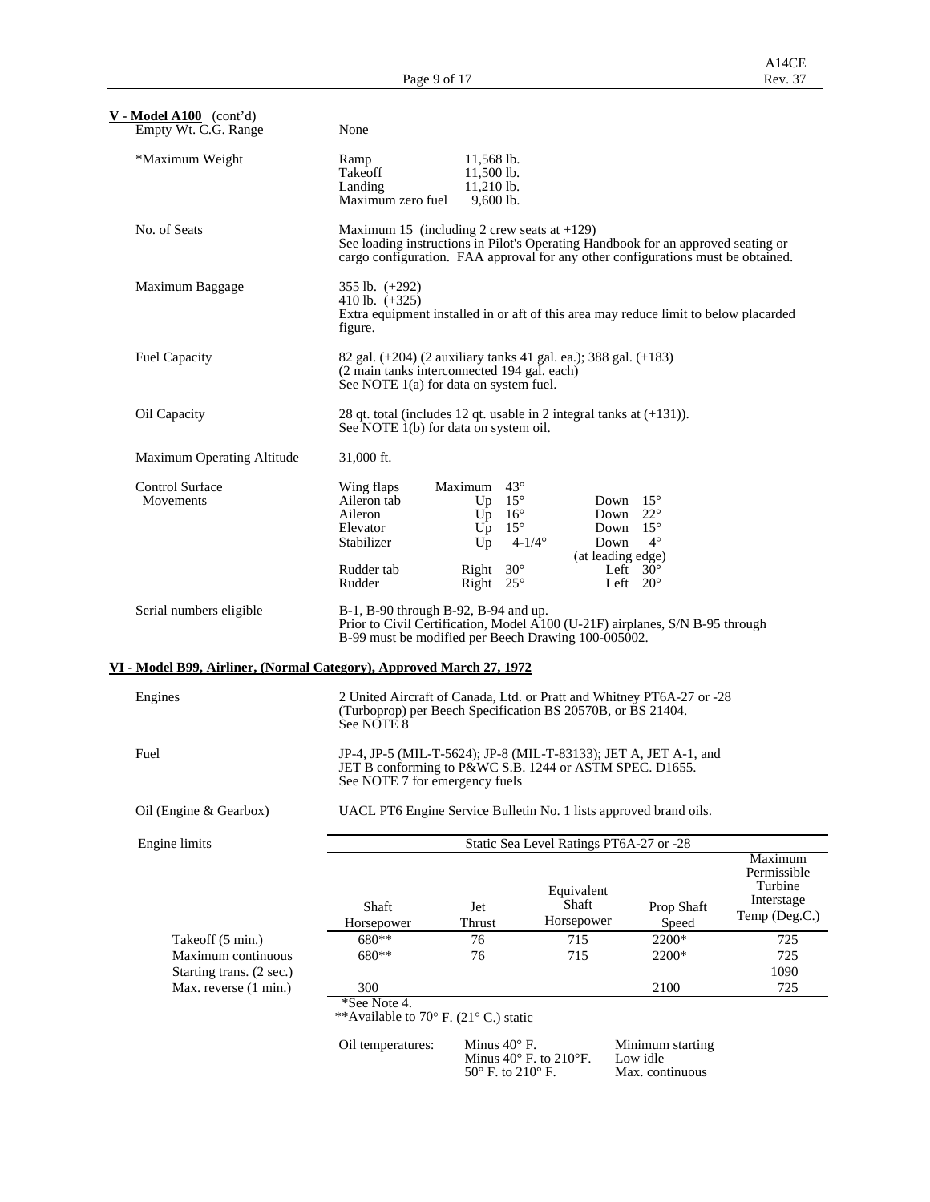**V - Model A100** (cont'd)

| | |
|---|---|
| Empty Wt. C.G. Range | None |
| *Maximum Weight | Ramp 11,568 lb.<br>Takeoff 11,500 lb.<br>Landing 11,210 lb.<br>Maximum zero fuel 9,600 lb. |
| No. of Seats | Maximum 15 (including 2 crew seats at +129)<br>See loading instructions in Pilot's Operating Handbook for an approved seating or cargo configuration. FAA approval for any other configurations must be obtained. |
| Maximum Baggage | 355 lb. (+292)<br>410 lb. (+325)<br>Extra equipment installed in or aft of this area may reduce limit to below placarded figure. |
| Fuel Capacity | 82 gal. (+204) (2 auxiliary tanks 41 gal. ea.); 388 gal. (+183) (2 main tanks interconnected 194 gal. each)<br>See NOTE 1(a) for data on system fuel. |
| Oil Capacity | 28 qt. total (includes 12 qt. usable in 2 integral tanks at (+131)).<br>See NOTE 1(b) for data on system oil. |
| Maximum Operating Altitude | 31,000 ft. |

Control Surface Movements

| | | |
|---|---|---|
| Wing flaps | Maximum 43° | |
| Aileron tab | Up 15° | Down 15° |
| Aileron | Up 16° | Down 22° |
| Elevator | Up 15° | Down 15° |
| Stabilizer | Up 4-1/4° | Down 4° (at leading edge) |
| Rudder tab | Right 30° | Left 30° |
| Rudder | Right 25° | Left 20° |

Serial numbers eligible: B-1, B-90 through B-92, B-94 and up.
Prior to Civil Certification, Model A100 (U-21F) airplanes, S/N B-95 through B-99 must be modified per Beech Drawing 100-005002.

**VI - Model B99, Airliner, (Normal Category), Approved March 27, 1972**

| | |
|---|---|
| Engines | 2 United Aircraft of Canada, Ltd. or Pratt and Whitney PT6A-27 or -28 (Turboprop) per Beech Specification BS 20570B, or BS 21404.<br>See NOTE 8 |
| Fuel | JP-4, JP-5 (MIL-T-5624); JP-8 (MIL-T-83133); JET A, JET A-1, and JET B conforming to P&WC S.B. 1244 or ASTM SPEC. D1655.<br>See NOTE 7 for emergency fuels |
| Oil (Engine & Gearbox) | UACL PT6 Engine Service Bulletin No. 1 lists approved brand oils. |

Engine limits

| | Static Sea Level Ratings PT6A-27 or -28 | | | | |
|---|---|---|---|---|---|
| | Shaft Horsepower | Jet Thrust | Equivalent Shaft Horsepower | Prop Shaft Speed | Maximum Permissible Turbine Interstage Temp (Deg.C.) |
| Takeoff (5 min.) | 680** | 76 | 715 | 2200* | 725 |
| Maximum continuous | 680** | 76 | 715 | 2200* | 725 |
| Starting trans. (2 sec.) | | | | | 1090 |
| Max. reverse (1 min.) | 300 | | | 2100 | 725 |

*See Note 4.
**Available to 70° F. (21° C.) static

| Oil temperatures: | | |
|---|---|---|
| | Minus 40° F. | Minimum starting |
| | Minus 40° F. to 210°F. | Low idle |
| | 50° F. to 210° F. | Max. continuous |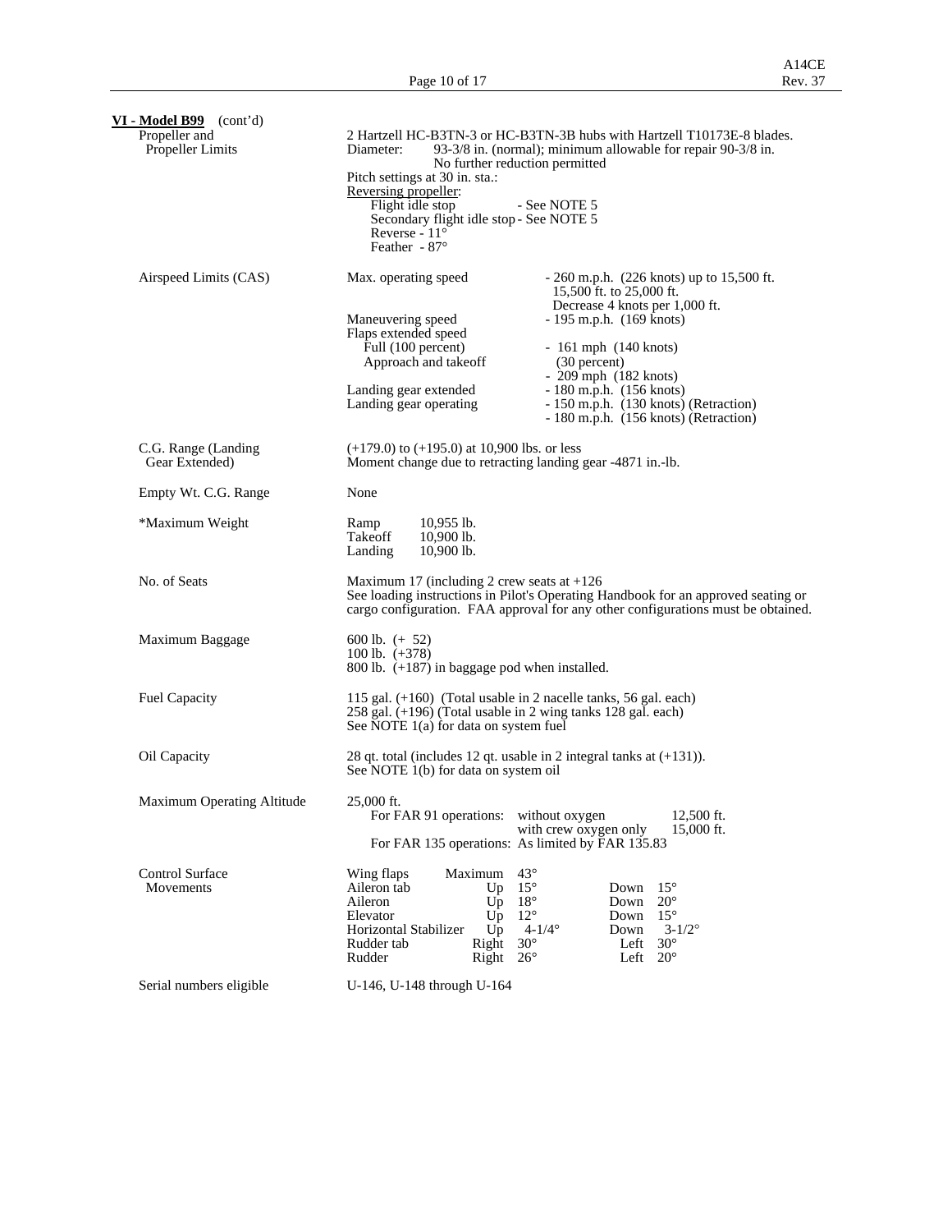**VI - Model B99** (cont'd)

| | |
|---|---|
| Propeller and Propeller Limits | 2 Hartzell HC-B3TN-3 or HC-B3TN-3B hubs with Hartzell T10173E-8 blades.<br>Diameter: 93-3/8 in. (normal); minimum allowable for repair 90-3/8 in. No further reduction permitted<br>Pitch settings at 30 in. sta.:<br>Reversing propeller:<br>Flight idle stop - See NOTE 5<br>Secondary flight idle stop - See NOTE 5<br>Reverse - 11°<br>Feather - 87° |
| Airspeed Limits (CAS) | Max. operating speed - 260 m.p.h. (226 knots) up to 15,500 ft. 15,500 ft. to 25,000 ft. Decrease 4 knots per 1,000 ft.<br>Maneuvering speed - 195 m.p.h. (169 knots)<br>Flaps extended speed<br>Full (100 percent) - 161 mph (140 knots)<br>Approach and takeoff (30 percent) - 209 mph (182 knots)<br>Landing gear extended - 180 m.p.h. (156 knots)<br>Landing gear operating - 150 m.p.h. (130 knots) (Retraction)<br>- 180 m.p.h. (156 knots) (Retraction) |
| C.G. Range (Landing Gear Extended) | (+179.0) to (+195.0) at 10,900 lbs. or less<br>Moment change due to retracting landing gear -4871 in.-lb. |
| Empty Wt. C.G. Range | None |
| *Maximum Weight | Ramp 10,955 lb.<br>Takeoff 10,900 lb.<br>Landing 10,900 lb. |
| No. of Seats | Maximum 17 (including 2 crew seats at +126<br>See loading instructions in Pilot's Operating Handbook for an approved seating or cargo configuration. FAA approval for any other configurations must be obtained. |
| Maximum Baggage | 600 lb. (+ 52)<br>100 lb. (+378)<br>800 lb. (+187) in baggage pod when installed. |
| Fuel Capacity | 115 gal. (+160) (Total usable in 2 nacelle tanks, 56 gal. each)<br>258 gal. (+196) (Total usable in 2 wing tanks 128 gal. each)<br>See NOTE 1(a) for data on system fuel |
| Oil Capacity | 28 qt. total (includes 12 qt. usable in 2 integral tanks at (+131)).<br>See NOTE 1(b) for data on system oil |
| Maximum Operating Altitude | 25,000 ft.<br>For FAR 91 operations: without oxygen 12,500 ft.; with crew oxygen only 15,000 ft.<br>For FAR 135 operations: As limited by FAR 135.83 |

**Control Surface Movements**

| Surface | | | | |
|---|---|---|---|---|
| Wing flaps | Maximum | 43° | | |
| Aileron tab | Up | 15° | Down | 15° |
| Aileron | Up | 18° | Down | 20° |
| Elevator | Up | 12° | Down | 15° |
| Horizontal Stabilizer | Up | 4-1/4° | Down | 3-1/2° |
| Rudder tab | Right | 30° | Left | 30° |
| Rudder | Right | 26° | Left | 20° |

Serial numbers eligible: U-146, U-148 through U-164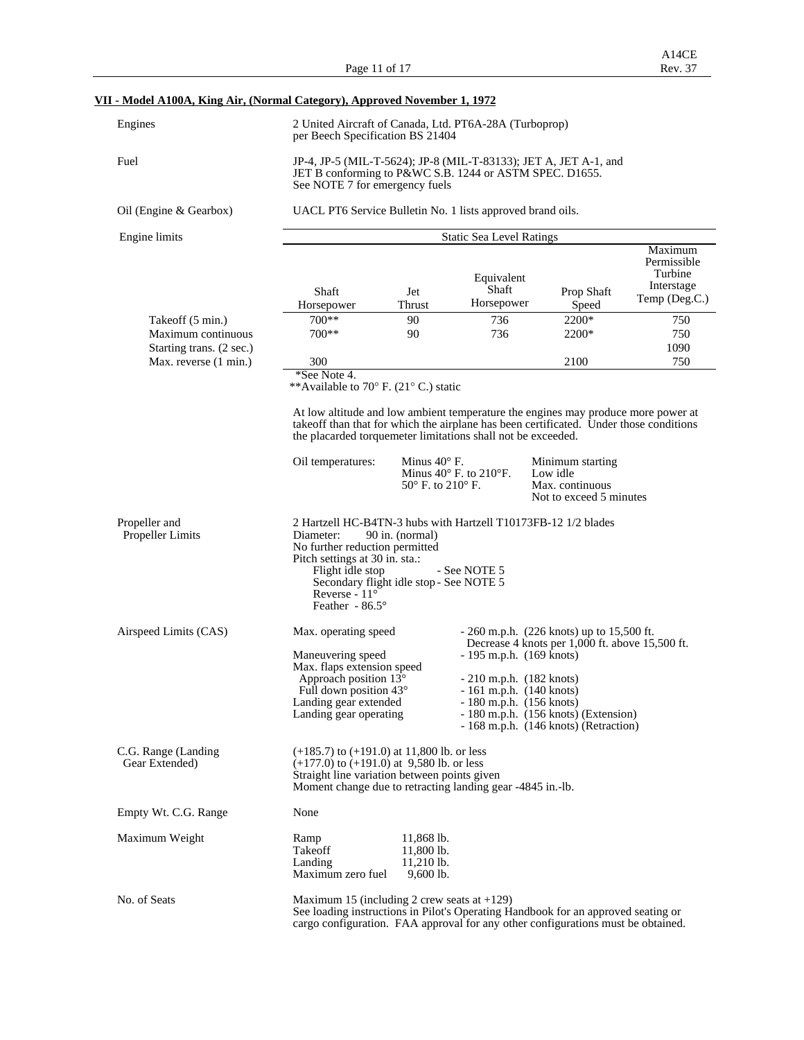## VII - Model A100A, King Air, (Normal Category), Approved November 1, 1972

**Engines**

2 United Aircraft of Canada, Ltd. PT6A-28A (Turboprop) per Beech Specification BS 21404

**Fuel**

JP-4, JP-5 (MIL-T-5624); JP-8 (MIL-T-83133); JET A, JET A-1, and JET B conforming to P&WC S.B. 1244 or ASTM SPEC. D1655. See NOTE 7 for emergency fuels

**Oil (Engine & Gearbox)**

UACL PT6 Service Bulletin No. 1 lists approved brand oils.

**Engine limits**

| | Static Sea Level Ratings | | | | |
|---|---|---|---|---|---|
| | Shaft Horsepower | Jet Thrust | Equivalent Shaft Horsepower | Prop Shaft Speed | Maximum Permissible Turbine Interstage Temp (Deg.C.) |
| Takeoff (5 min.) | 700** | 90 | 736 | 2200* | 750 |
| Maximum continuous | 700** | 90 | 736 | 2200* | 750 |
| Starting trans. (2 sec.) | | | | | 1090 |
| Max. reverse (1 min.) | 300 | | | 2100 | 750 |

*See Note 4.
**Available to 70° F. (21° C.) static

At low altitude and low ambient temperature the engines may produce more power at takeoff than that for which the airplane has been certificated. Under those conditions the placarded torquemeter limitations shall not be exceeded.

| Oil temperatures: | | |
|---|---|---|
| | Minus 40° F. | Minimum starting |
| | Minus 40° F. to 210°F. | Low idle |
| | 50° F. to 210° F. | Max. continuous<br>Not to exceed 5 minutes |

**Propeller and Propeller Limits**

2 Hartzell HC-B4TN-3 hubs with Hartzell T10173FB-12 1/2 blades
Diameter: 90 in. (normal)
No further reduction permitted
Pitch settings at 30 in. sta.:
Flight idle stop - See NOTE 5
Secondary flight idle stop - See NOTE 5
Reverse - 11°
Feather - 86.5°

**Airspeed Limits (CAS)**

| | |
|---|---|
| Max. operating speed | - 260 m.p.h. (226 knots) up to 15,500 ft.<br>Decrease 4 knots per 1,000 ft. above 15,500 ft. |
| Maneuvering speed | - 195 m.p.h. (169 knots) |
| Max. flaps extension speed | |
| Approach position 13° | - 210 m.p.h. (182 knots) |
| Full down position 43° | - 161 m.p.h. (140 knots) |
| Landing gear extended | - 180 m.p.h. (156 knots) |
| Landing gear operating | - 180 m.p.h. (156 knots) (Extension)<br>- 168 m.p.h. (146 knots) (Retraction) |

**C.G. Range (Landing Gear Extended)**

(+185.7) to (+191.0) at 11,800 lb. or less
(+177.0) to (+191.0) at 9,580 lb. or less
Straight line variation between points given
Moment change due to retracting landing gear -4845 in.-lb.

**Empty Wt. C.G. Range**

None

**Maximum Weight**

| | |
|---|---|
| Ramp | 11,868 lb. |
| Takeoff | 11,800 lb. |
| Landing | 11,210 lb. |
| Maximum zero fuel | 9,600 lb. |

**No. of Seats**

Maximum 15 (including 2 crew seats at +129)
See loading instructions in Pilot's Operating Handbook for an approved seating or cargo configuration. FAA approval for any other configurations must be obtained.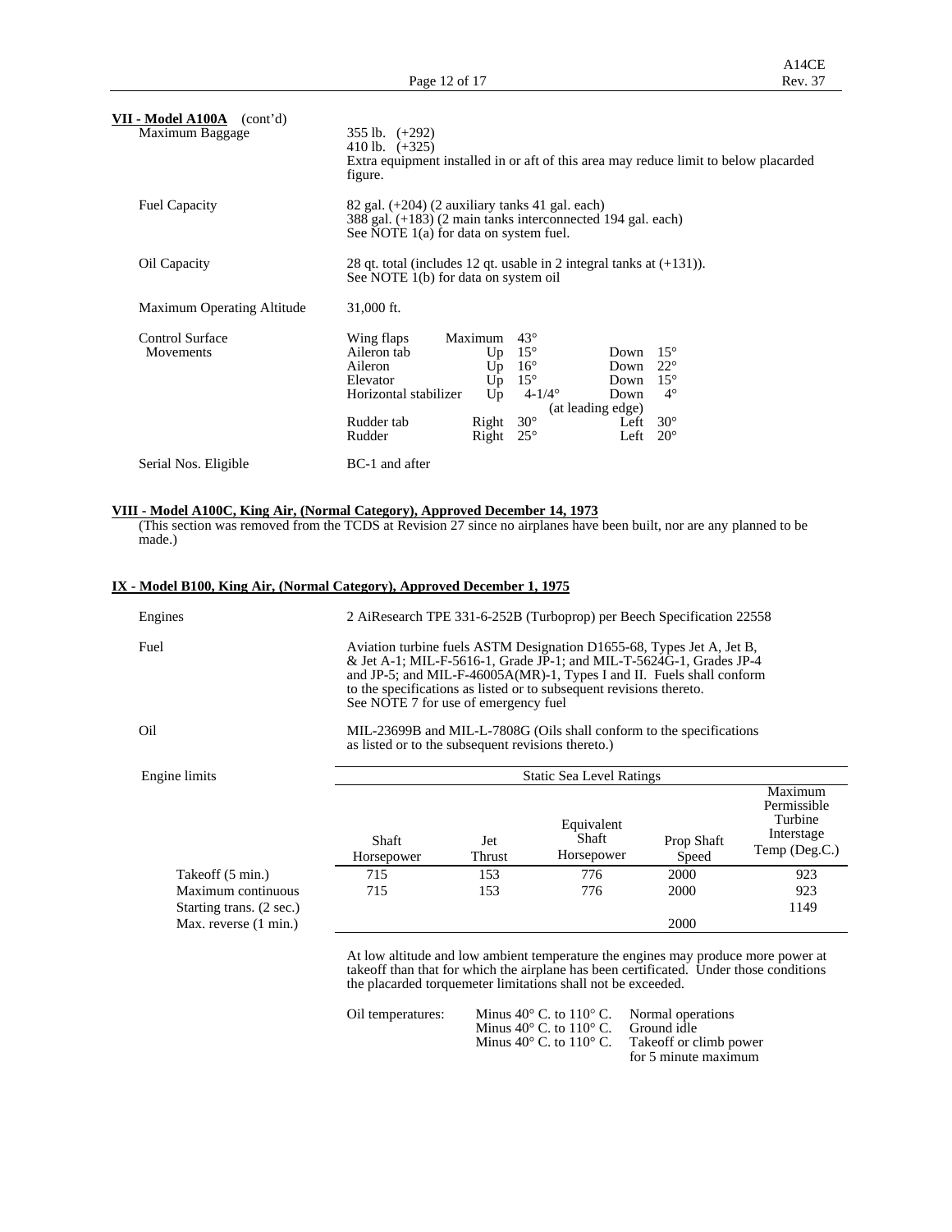**VII - Model A100A** (cont'd)

| | |
|---|---|
| Maximum Baggage | 355 lb. (+292)<br>410 lb. (+325)<br>Extra equipment installed in or aft of this area may reduce limit to below placarded figure. |
| Fuel Capacity | 82 gal. (+204) (2 auxiliary tanks 41 gal. each)<br>388 gal. (+183) (2 main tanks interconnected 194 gal. each)<br>See NOTE 1(a) for data on system fuel. |
| Oil Capacity | 28 qt. total (includes 12 qt. usable in 2 integral tanks at (+131)).<br>See NOTE 1(b) for data on system oil |
| Maximum Operating Altitude | 31,000 ft. |

Control Surface Movements

| | | | | |
|---|---|---|---|---|
| Wing flaps | Maximum | 43° | | |
| Aileron tab | Up | 15° | Down | 15° |
| Aileron | Up | 16° | Down | 22° |
| Elevator | Up | 15° | Down | 15° |
| Horizontal stabilizer | Up | 4-1/4° | Down | 4° |
| | | (at leading edge) | | |
| Rudder tab | Right | 30° | Left | 30° |
| Rudder | Right | 25° | Left | 20° |

Serial Nos. Eligible: BC-1 and after

**VIII - Model A100C, King Air, (Normal Category), Approved December 14, 1973**

(This section was removed from the TCDS at Revision 27 since no airplanes have been built, nor are any planned to be made.)

**IX - Model B100, King Air, (Normal Category), Approved December 1, 1975**

| | |
|---|---|
| Engines | 2 AiResearch TPE 331-6-252B (Turboprop) per Beech Specification 22558 |
| Fuel | Aviation turbine fuels ASTM Designation D1655-68, Types Jet A, Jet B, & Jet A-1; MIL-F-5616-1, Grade JP-1; and MIL-T-5624G-1, Grades JP-4 and JP-5; and MIL-F-46005A(MR)-1, Types I and II. Fuels shall conform to the specifications as listed or to subsequent revisions thereto.<br>See NOTE 7 for use of emergency fuel |
| Oil | MIL-23699B and MIL-L-7808G (Oils shall conform to the specifications as listed or to the subsequent revisions thereto.) |

Engine limits

| | Static Sea Level Ratings | | | | |
|---|---|---|---|---|---|
| | Shaft Horsepower | Jet Thrust | Equivalent Shaft Horsepower | Prop Shaft Speed | Maximum Permissible Turbine Interstage Temp (Deg.C.) |
| Takeoff (5 min.) | 715 | 153 | 776 | 2000 | 923 |
| Maximum continuous | 715 | 153 | 776 | 2000 | 923 |
| Starting trans. (2 sec.) | | | | | 1149 |
| Max. reverse (1 min.) | | | | 2000 | |

At low altitude and low ambient temperature the engines may produce more power at takeoff than that for which the airplane has been certificated. Under those conditions the placarded torquemeter limitations shall not be exceeded.

| Oil temperatures: | | |
|---|---|---|
| | Minus 40° C. to 110° C. | Normal operations |
| | Minus 40° C. to 110° C. | Ground idle |
| | Minus 40° C. to 110° C. | Takeoff or climb power for 5 minute maximum |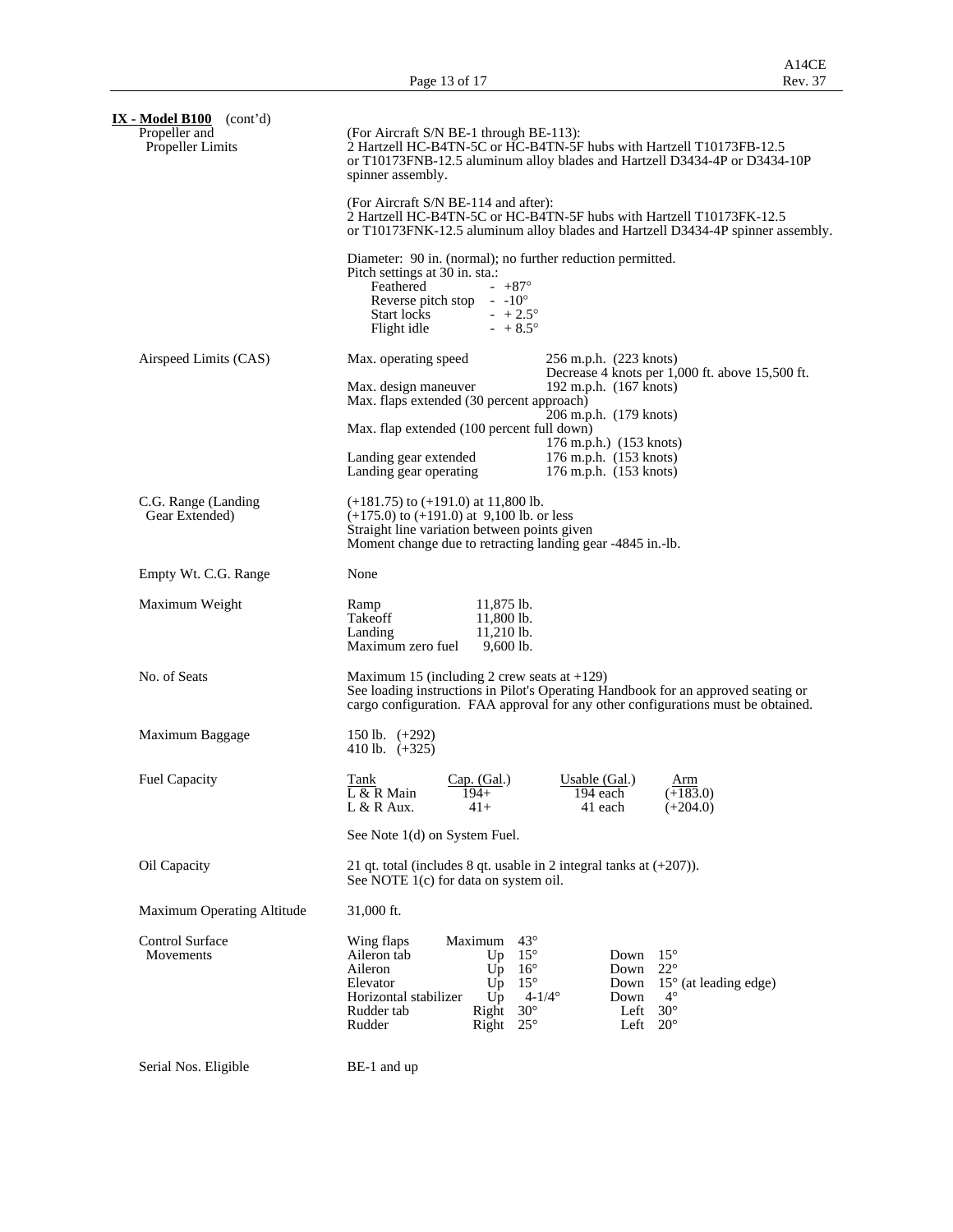**IX - Model B100** (cont'd)

**Propeller and Propeller Limits**

(For Aircraft S/N BE-1 through BE-113):
2 Hartzell HC-B4TN-5C or HC-B4TN-5F hubs with Hartzell T10173FB-12.5 or T10173FNB-12.5 aluminum alloy blades and Hartzell D3434-4P or D3434-10P spinner assembly.

(For Aircraft S/N BE-114 and after):
2 Hartzell HC-B4TN-5C or HC-B4TN-5F hubs with Hartzell T10173FK-12.5 or T10173FNK-12.5 aluminum alloy blades and Hartzell D3434-4P spinner assembly.

Diameter: 90 in. (normal); no further reduction permitted.
Pitch settings at 30 in. sta.:

| | |
|---|---|
| Feathered | - +87° |
| Reverse pitch stop | - -10° |
| Start locks | - + 2.5° |
| Flight idle | - + 8.5° |

**Airspeed Limits (CAS)**

| | |
|---|---|
| Max. operating speed | 256 m.p.h. (223 knots) Decrease 4 knots per 1,000 ft. above 15,500 ft. |
| Max. design maneuver | 192 m.p.h. (167 knots) |
| Max. flaps extended (30 percent approach) | 206 m.p.h. (179 knots) |
| Max. flap extended (100 percent full down) | 176 m.p.h.) (153 knots) |
| Landing gear extended | 176 m.p.h. (153 knots) |
| Landing gear operating | 176 m.p.h. (153 knots) |

**C.G. Range (Landing Gear Extended)**

(+181.75) to (+191.0) at 11,800 lb.
(+175.0) to (+191.0) at 9,100 lb. or less
Straight line variation between points given
Moment change due to retracting landing gear -4845 in.-lb.

**Empty Wt. C.G. Range**

None

**Maximum Weight**

| | |
|---|---|
| Ramp | 11,875 lb. |
| Takeoff | 11,800 lb. |
| Landing | 11,210 lb. |
| Maximum zero fuel | 9,600 lb. |

**No. of Seats**

Maximum 15 (including 2 crew seats at +129)
See loading instructions in Pilot's Operating Handbook for an approved seating or cargo configuration. FAA approval for any other configurations must be obtained.

**Maximum Baggage**

150 lb. (+292)
410 lb. (+325)

**Fuel Capacity**

| Tank | Cap. (Gal.) | Usable (Gal.) | Arm |
|---|---|---|---|
| L & R Main | 194+ | 194 each | (+183.0) |
| L & R Aux. | 41+ | 41 each | (+204.0) |

See Note 1(d) on System Fuel.

**Oil Capacity**

21 qt. total (includes 8 qt. usable in 2 integral tanks at (+207)).
See NOTE 1(c) for data on system oil.

**Maximum Operating Altitude**

31,000 ft.

**Control Surface Movements**

| | | | | |
|---|---|---|---|---|
| Wing flaps | Maximum | 43° | | |
| Aileron tab | Up | 15° | Down | 15° |
| Aileron | Up | 16° | Down | 22° |
| Elevator | Up | 15° | Down | 15° (at leading edge) |
| Horizontal stabilizer | Up | 4-1/4° | Down | 4° |
| Rudder tab | Right | 30° | Left | 30° |
| Rudder | Right | 25° | Left | 20° |

**Serial Nos. Eligible**

BE-1 and up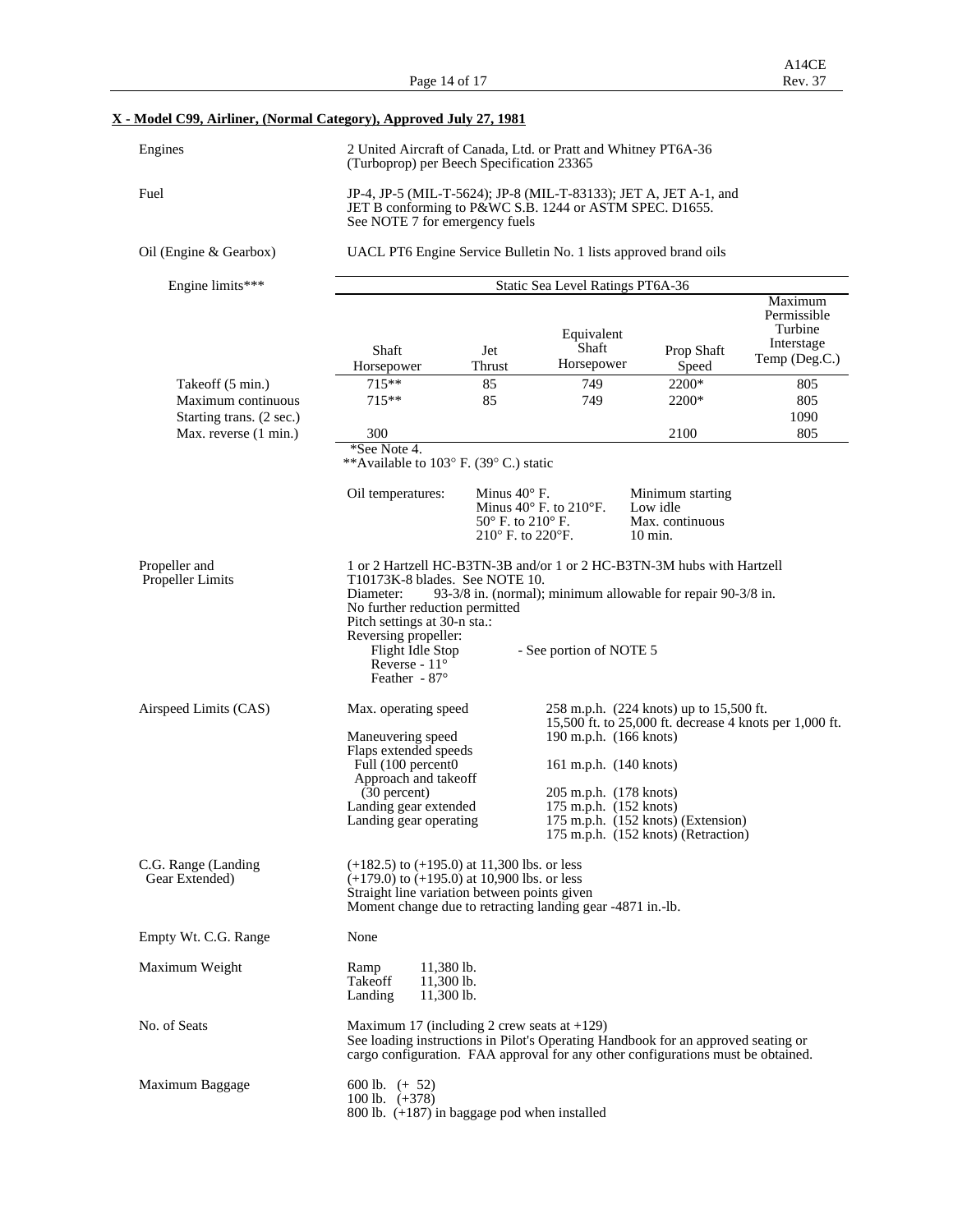## X - Model C99, Airliner, (Normal Category), Approved July 27, 1981

Engines: 2 United Aircraft of Canada, Ltd. or Pratt and Whitney PT6A-36 (Turboprop) per Beech Specification 23365

Fuel: JP-4, JP-5 (MIL-T-5624); JP-8 (MIL-T-83133); JET A, JET A-1, and JET B conforming to P&WC S.B. 1244 or ASTM SPEC. D1655. See NOTE 7 for emergency fuels

Oil (Engine & Gearbox): UACL PT6 Engine Service Bulletin No. 1 lists approved brand oils

Engine limits***

| | Static Sea Level Ratings PT6A-36 | | | | |
|---|---|---|---|---|---|
| | Shaft Horsepower | Jet Thrust | Equivalent Shaft Horsepower | Prop Shaft Speed | Maximum Permissible Turbine Interstage Temp (Deg.C.) |
| Takeoff (5 min.) | 715** | 85 | 749 | 2200* | 805 |
| Maximum continuous | 715** | 85 | 749 | 2200* | 805 |
| Starting trans. (2 sec.) | | | | | 1090 |
| Max. reverse (1 min.) | 300 | | | 2100 | 805 |

*See Note 4.
**Available to 103° F. (39° C.) static

| Oil temperatures: | |
|---|---|
| Minus 40° F. | Minimum starting |
| Minus 40° F. to 210°F. | Low idle |
| 50° F. to 210° F. | Max. continuous |
| 210° F. to 220°F. | 10 min. |

Propeller and Propeller Limits: 1 or 2 Hartzell HC-B3TN-3B and/or 1 or 2 HC-B3TN-3M hubs with Hartzell T10173K-8 blades. See NOTE 10.
Diameter: 93-3/8 in. (normal); minimum allowable for repair 90-3/8 in.
No further reduction permitted
Pitch settings at 30-n sta.:
Reversing propeller:
- Flight Idle Stop - See portion of NOTE 5
- Reverse - 11°
- Feather - 87°

Airspeed Limits (CAS)

| | |
|---|---|
| Max. operating speed | 258 m.p.h. (224 knots) up to 15,500 ft. 15,500 ft. to 25,000 ft. decrease 4 knots per 1,000 ft. |
| Maneuvering speed | 190 m.p.h. (166 knots) |
| Flaps extended speeds | |
| Full (100 percent0 | 161 m.p.h. (140 knots) |
| Approach and takeoff (30 percent) | 205 m.p.h. (178 knots) |
| Landing gear extended | 175 m.p.h. (152 knots) |
| Landing gear operating | 175 m.p.h. (152 knots) (Extension) 175 m.p.h. (152 knots) (Retraction) |

C.G. Range (Landing Gear Extended): (+182.5) to (+195.0) at 11,300 lbs. or less
(+179.0) to (+195.0) at 10,900 lbs. or less
Straight line variation between points given
Moment change due to retracting landing gear -4871 in.-lb.

Empty Wt. C.G. Range: None

Maximum Weight:
Ramp 11,380 lb.
Takeoff 11,300 lb.
Landing 11,300 lb.

No. of Seats: Maximum 17 (including 2 crew seats at +129)
See loading instructions in Pilot's Operating Handbook for an approved seating or cargo configuration. FAA approval for any other configurations must be obtained.

Maximum Baggage:
600 lb. (+ 52)
100 lb. (+378)
800 lb. (+187) in baggage pod when installed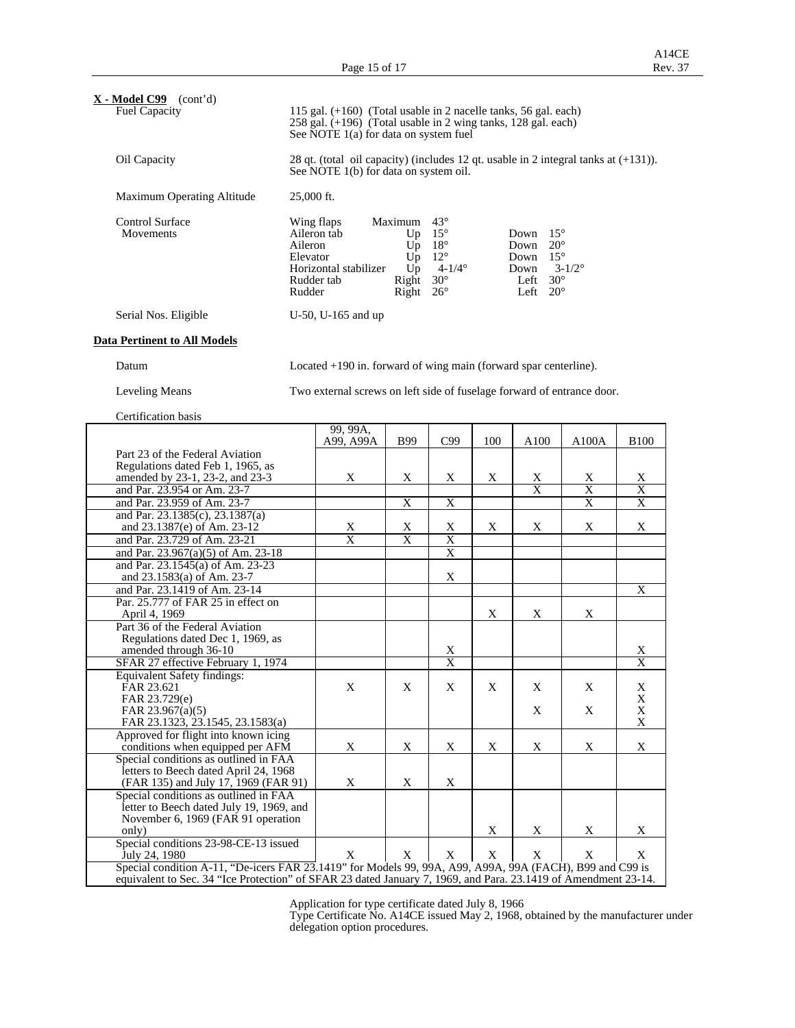**X - Model C99** (cont'd)

| | |
|---|---|
| Fuel Capacity | 115 gal. (+160) (Total usable in 2 nacelle tanks, 56 gal. each)<br>258 gal. (+196) (Total usable in 2 wing tanks, 128 gal. each)<br>See NOTE 1(a) for data on system fuel |
| Oil Capacity | 28 qt. (total oil capacity) (includes 12 qt. usable in 2 integral tanks at (+131)).<br>See NOTE 1(b) for data on system oil. |
| Maximum Operating Altitude | 25,000 ft. |

Control Surface Movements

| | | | | |
|---|---|---|---|---|
| Wing flaps | Maximum | 43° | | |
| Aileron tab | Up | 15° | Down | 15° |
| Aileron | Up | 18° | Down | 20° |
| Elevator | Up | 12° | Down | 15° |
| Horizontal stabilizer | Up | 4-1/4° | Down | 3-1/2° |
| Rudder tab | Right | 30° | Left | 30° |
| Rudder | Right | 26° | Left | 20° |

Serial Nos. Eligible: U-50, U-165 and up

**Data Pertinent to All Models**

Datum: Located +190 in. forward of wing main (forward spar centerline).

Leveling Means: Two external screws on left side of fuselage forward of entrance door.

Certification basis

| | 99, 99A, A99, A99A | B99 | C99 | 100 | A100 | A100A | B100 |
|---|---|---|---|---|---|---|---|
| Part 23 of the Federal Aviation Regulations dated Feb 1, 1965, as amended by 23-1, 23-2, and 23-3 | X | X | X | X | X | X | X |
| and Par. 23.954 or Am. 23-7 | | | | | X | X | X |
| and Par. 23.959 of Am. 23-7 | | X | X | | | X | X |
| and Par. 23.1385(c), 23.1387(a) and 23.1387(e) of Am. 23-12 | X | X | X | X | X | X | X |
| and Par. 23.729 of Am. 23-21 | X | X | X | | | | |
| and Par. 23.967(a)(5) of Am. 23-18 | | | X | | | | |
| and Par. 23.1545(a) of Am. 23-23 and 23.1583(a) of Am. 23-7 | | | X | | | | |
| and Par. 23.1419 of Am. 23-14 | | | | | | | X |
| Par. 25.777 of FAR 25 in effect on April 4, 1969 | | | | X | X | X | |
| Part 36 of the Federal Aviation Regulations dated Dec 1, 1969, as amended through 36-10 | | | X | | | | X |
| SFAR 27 effective February 1, 1974 | | | X | | | | X |
| Equivalent Safety findings:<br>FAR 23.621<br>FAR 23.729(e)<br>FAR 23.967(a)(5)<br>FAR 23.1323, 23.1545, 23.1583(a) | X | X | X | X | X<br><br>X | X<br><br>X | X<br>X<br>X<br>X |
| Approved for flight into known icing conditions when equipped per AFM | X | X | X | X | X | X | X |
| Special conditions as outlined in FAA letters to Beech dated April 24, 1968 (FAR 135) and July 17, 1969 (FAR 91) | X | X | X | | | | |
| Special conditions as outlined in FAA letter to Beech dated July 19, 1969, and November 6, 1969 (FAR 91 operation only) | | | | X | X | X | X |
| Special conditions 23-98-CE-13 issued July 24, 1980 | X | X | X | X | X | X | X |
| Special condition A-11, "De-icers FAR 23.1419" for Models 99, 99A, A99, A99A, 99A (FACH), B99 and C99 is equivalent to Sec. 34 "Ice Protection" of SFAR 23 dated January 7, 1969, and Para. 23.1419 of Amendment 23-14. | | | | | | | |

Application for type certificate dated July 8, 1966
Type Certificate No. A14CE issued May 2, 1968, obtained by the manufacturer under delegation option procedures.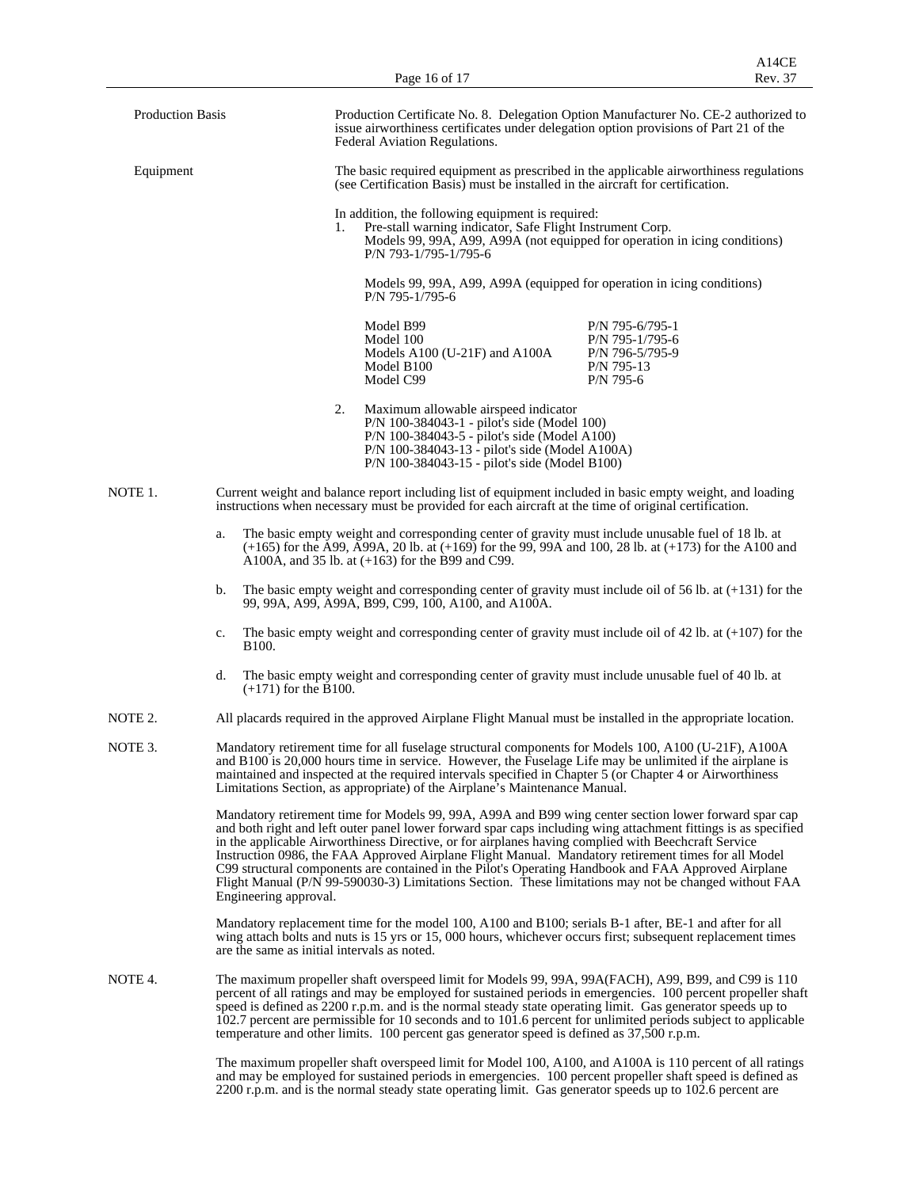Production Basis

Production Certificate No. 8. Delegation Option Manufacturer No. CE-2 authorized to issue airworthiness certificates under delegation option provisions of Part 21 of the Federal Aviation Regulations.

Equipment

The basic required equipment as prescribed in the applicable airworthiness regulations (see Certification Basis) must be installed in the aircraft for certification.

In addition, the following equipment is required:

1. Pre-stall warning indicator, Safe Flight Instrument Corp.
   Models 99, 99A, A99, A99A (not equipped for operation in icing conditions) P/N 793-1/795-1/795-6

   Models 99, 99A, A99, A99A (equipped for operation in icing conditions) P/N 795-1/795-6

   | | |
   |---|---|
   | Model B99 | P/N 795-6/795-1 |
   | Model 100 | P/N 795-1/795-6 |
   | Models A100 (U-21F) and A100A | P/N 796-5/795-9 |
   | Model B100 | P/N 795-13 |
   | Model C99 | P/N 795-6 |

2. Maximum allowable airspeed indicator
   P/N 100-384043-1 - pilot's side (Model 100)
   P/N 100-384043-5 - pilot's side (Model A100)
   P/N 100-384043-13 - pilot's side (Model A100A)
   P/N 100-384043-15 - pilot's side (Model B100)

NOTE 1. Current weight and balance report including list of equipment included in basic empty weight, and loading instructions when necessary must be provided for each aircraft at the time of original certification.

a. The basic empty weight and corresponding center of gravity must include unusable fuel of 18 lb. at (+165) for the A99, A99A, 20 lb. at (+169) for the 99, 99A and 100, 28 lb. at (+173) for the A100 and A100A, and 35 lb. at (+163) for the B99 and C99.

b. The basic empty weight and corresponding center of gravity must include oil of 56 lb. at (+131) for the 99, 99A, A99, A99A, B99, C99, 100, A100, and A100A.

c. The basic empty weight and corresponding center of gravity must include oil of 42 lb. at (+107) for the B100.

d. The basic empty weight and corresponding center of gravity must include unusable fuel of 40 lb. at (+171) for the B100.

NOTE 2. All placards required in the approved Airplane Flight Manual must be installed in the appropriate location.

NOTE 3. Mandatory retirement time for all fuselage structural components for Models 100, A100 (U-21F), A100A and B100 is 20,000 hours time in service. However, the Fuselage Life may be unlimited if the airplane is maintained and inspected at the required intervals specified in Chapter 5 (or Chapter 4 or Airworthiness Limitations Section, as appropriate) of the Airplane's Maintenance Manual.

Mandatory retirement time for Models 99, 99A, A99A and B99 wing center section lower forward spar cap and both right and left outer panel lower forward spar caps including wing attachment fittings is as specified in the applicable Airworthiness Directive, or for airplanes having complied with Beechcraft Service Instruction 0986, the FAA Approved Airplane Flight Manual. Mandatory retirement times for all Model C99 structural components are contained in the Pilot's Operating Handbook and FAA Approved Airplane Flight Manual (P/N 99-590030-3) Limitations Section. These limitations may not be changed without FAA Engineering approval.

Mandatory replacement time for the model 100, A100 and B100; serials B-1 after, BE-1 and after for all wing attach bolts and nuts is 15 yrs or 15, 000 hours, whichever occurs first; subsequent replacement times are the same as initial intervals as noted.

NOTE 4. The maximum propeller shaft overspeed limit for Models 99, 99A, 99A(FACH), A99, B99, and C99 is 110 percent of all ratings and may be employed for sustained periods in emergencies. 100 percent propeller shaft speed is defined as 2200 r.p.m. and is the normal steady state operating limit. Gas generator speeds up to 102.7 percent are permissible for 10 seconds and to 101.6 percent for unlimited periods subject to applicable temperature and other limits. 100 percent gas generator speed is defined as 37,500 r.p.m.

The maximum propeller shaft overspeed limit for Model 100, A100, and A100A is 110 percent of all ratings and may be employed for sustained periods in emergencies. 100 percent propeller shaft speed is defined as 2200 r.p.m. and is the normal steady state operating limit. Gas generator speeds up to 102.6 percent are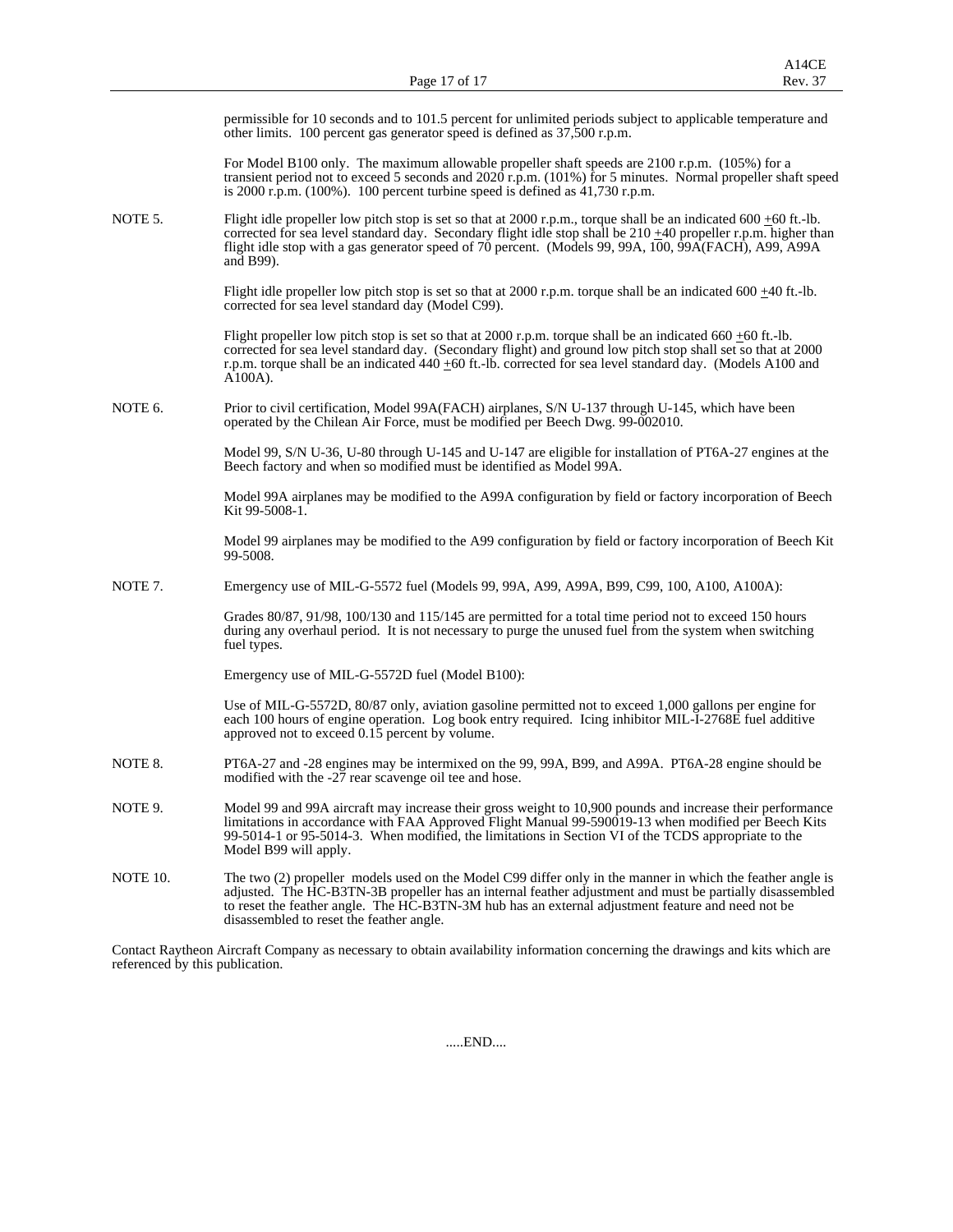permissible for 10 seconds and to 101.5 percent for unlimited periods subject to applicable temperature and other limits. 100 percent gas generator speed is defined as 37,500 r.p.m.

For Model B100 only. The maximum allowable propeller shaft speeds are 2100 r.p.m. (105%) for a transient period not to exceed 5 seconds and 2020 r.p.m. (101%) for 5 minutes. Normal propeller shaft speed is 2000 r.p.m. (100%). 100 percent turbine speed is defined as 41,730 r.p.m.

NOTE 5. Flight idle propeller low pitch stop is set so that at 2000 r.p.m., torque shall be an indicated 600 ±60 ft.-lb. corrected for sea level standard day. Secondary flight idle stop shall be 210 ±40 propeller r.p.m. higher than flight idle stop with a gas generator speed of 70 percent. (Models 99, 99A, 100, 99A(FACH), A99, A99A and B99).

Flight idle propeller low pitch stop is set so that at 2000 r.p.m. torque shall be an indicated 600 ±40 ft.-lb. corrected for sea level standard day (Model C99).

Flight propeller low pitch stop is set so that at 2000 r.p.m. torque shall be an indicated 660 ±60 ft.-lb. corrected for sea level standard day. (Secondary flight) and ground low pitch stop shall set so that at 2000 r.p.m. torque shall be an indicated 440 ±60 ft.-lb. corrected for sea level standard day. (Models A100 and A100A).

NOTE 6. Prior to civil certification, Model 99A(FACH) airplanes, S/N U-137 through U-145, which have been operated by the Chilean Air Force, must be modified per Beech Dwg. 99-002010.

Model 99, S/N U-36, U-80 through U-145 and U-147 are eligible for installation of PT6A-27 engines at the Beech factory and when so modified must be identified as Model 99A.

Model 99A airplanes may be modified to the A99A configuration by field or factory incorporation of Beech Kit 99-5008-1.

Model 99 airplanes may be modified to the A99 configuration by field or factory incorporation of Beech Kit 99-5008.

NOTE 7. Emergency use of MIL-G-5572 fuel (Models 99, 99A, A99, A99A, B99, C99, 100, A100, A100A):

Grades 80/87, 91/98, 100/130 and 115/145 are permitted for a total time period not to exceed 150 hours during any overhaul period. It is not necessary to purge the unused fuel from the system when switching fuel types.

Emergency use of MIL-G-5572D fuel (Model B100):

Use of MIL-G-5572D, 80/87 only, aviation gasoline permitted not to exceed 1,000 gallons per engine for each 100 hours of engine operation. Log book entry required. Icing inhibitor MIL-I-2768E fuel additive approved not to exceed 0.15 percent by volume.

NOTE 8. PT6A-27 and -28 engines may be intermixed on the 99, 99A, B99, and A99A. PT6A-28 engine should be modified with the -27 rear scavenge oil tee and hose.

NOTE 9. Model 99 and 99A aircraft may increase their gross weight to 10,900 pounds and increase their performance limitations in accordance with FAA Approved Flight Manual 99-590019-13 when modified per Beech Kits 99-5014-1 or 95-5014-3. When modified, the limitations in Section VI of the TCDS appropriate to the Model B99 will apply.

NOTE 10. The two (2) propeller models used on the Model C99 differ only in the manner in which the feather angle is adjusted. The HC-B3TN-3B propeller has an internal feather adjustment and must be partially disassembled to reset the feather angle. The HC-B3TN-3M hub has an external adjustment feature and need not be disassembled to reset the feather angle.

Contact Raytheon Aircraft Company as necessary to obtain availability information concerning the drawings and kits which are referenced by this publication.

.....END....